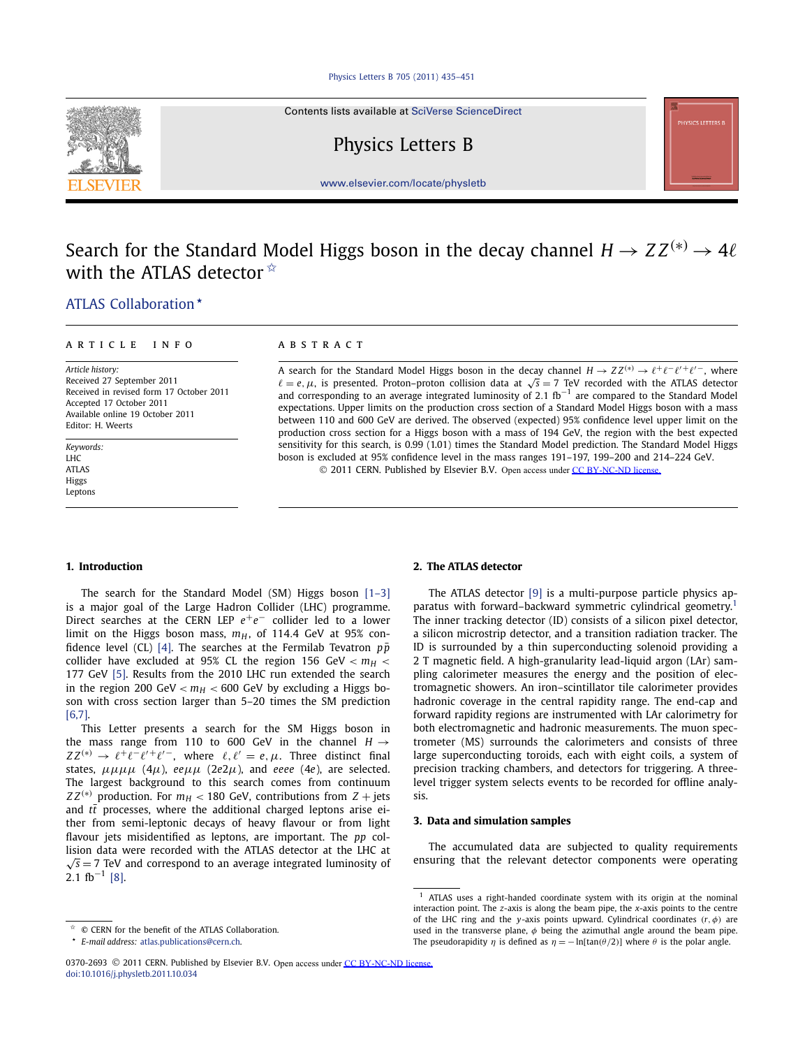Contents lists available at SciVerse ScienceDirect

Physics Letters B

www.elsevier.com/locate/physletb

# Search for the Standard Model Higgs boson in the decay channel $H \to ZZ^{(*)} \to 4\ell$ with the ATLAS detector ☆

ATLAS Collaboration *

**ARTICLE INFO**

*Article history:*
Received 27 September 2011
Received in revised form 17 October 2011
Accepted 17 October 2011
Available online 19 October 2011
Editor: H. Weerts

*Keywords:*
LHC
ATLAS
Higgs
Leptons

**ABSTRACT**

A search for the Standard Model Higgs boson in the decay channel $H \to ZZ^{(*)} \to \ell^+\ell^-\ell'^+\ell'^-$, where $\ell = e, \mu$, is presented. Proton–proton collision data at $\sqrt{s} = 7$ TeV recorded with the ATLAS detector and corresponding to an average integrated luminosity of 2.1 fb$^{-1}$ are compared to the Standard Model expectations. Upper limits on the production cross section of a Standard Model Higgs boson with a mass between 110 and 600 GeV are derived. The observed (expected) 95% confidence level upper limit on the production cross section for a Higgs boson with a mass of 194 GeV, the region with the best expected sensitivity for this search, is 0.99 (1.01) times the Standard Model prediction. The Standard Model Higgs boson is excluded at 95% confidence level in the mass ranges 191–197, 199–200 and 214–224 GeV.

© 2011 CERN. Published by Elsevier B.V. Open access under CC BY-NC-ND license.

## 1. Introduction

The search for the Standard Model (SM) Higgs boson [1–3] is a major goal of the Large Hadron Collider (LHC) programme. Direct searches at the CERN LEP $e^+e^-$ collider led to a lower limit on the Higgs boson mass, $m_H$, of 114.4 GeV at 95% confidence level (CL) [4]. The searches at the Fermilab Tevatron $p\bar{p}$ collider have excluded at 95% CL the region 156 GeV $< m_H <$ 177 GeV [5]. Results from the 2010 LHC run extended the search in the region 200 GeV $< m_H <$ 600 GeV by excluding a Higgs boson with cross section larger than 5–20 times the SM prediction [6,7].

This Letter presents a search for the SM Higgs boson in the mass range from 110 to 600 GeV in the channel $H \to ZZ^{(*)} \to \ell^+\ell^-\ell'^+\ell'^-$, where $\ell, \ell' = e, \mu$. Three distinct final states, $\mu\mu\mu\mu$ ($4\mu$), $ee\mu\mu$ ($2e2\mu$), and $eeee$ ($4e$), are selected. The largest background to this search comes from continuum $ZZ^{(*)}$ production. For $m_H <$ 180 GeV, contributions from $Z+$jets and $t\bar{t}$ processes, where the additional charged leptons arise either from semi-leptonic decays of heavy flavour or from light flavour jets misidentified as leptons, are important. The $pp$ collision data were recorded with the ATLAS detector at the LHC at $\sqrt{s} = 7$ TeV and correspond to an average integrated luminosity of 2.1 fb$^{-1}$ [8].

## 2. The ATLAS detector

The ATLAS detector [9] is a multi-purpose particle physics apparatus with forward–backward symmetric cylindrical geometry.[1] The inner tracking detector (ID) consists of a silicon pixel detector, a silicon microstrip detector, and a transition radiation tracker. The ID is surrounded by a thin superconducting solenoid providing a 2 T magnetic field. A high-granularity lead-liquid argon (LAr) sampling calorimeter measures the energy and the position of electromagnetic showers. An iron–scintillator tile calorimeter provides hadronic coverage in the central rapidity range. The end-cap and forward rapidity regions are instrumented with LAr calorimetry for both electromagnetic and hadronic measurements. The muon spectrometer (MS) surrounds the calorimeters and consists of three large superconducting toroids, each with eight coils, a system of precision tracking chambers, and detectors for triggering. A three-level trigger system selects events to be recorded for offline analysis.

## 3. Data and simulation samples

The accumulated data are subjected to quality requirements ensuring that the relevant detector components were operating

[1] ATLAS uses a right-handed coordinate system with its origin at the nominal interaction point. The $z$-axis is along the beam pipe, the $x$-axis points to the centre of the LHC ring and the $y$-axis points upward. Cylindrical coordinates $(r, \phi)$ are used in the transverse plane, $\phi$ being the azimuthal angle around the beam pipe. The pseudorapidity $\eta$ is defined as $\eta = -\ln[\tan(\theta/2)]$ where $\theta$ is the polar angle.

☆ © CERN for the benefit of the ATLAS Collaboration.
\* E-mail address: atlas.publications@cern.ch.

0370-2693 © 2011 CERN. Published by Elsevier B.V. Open access under CC BY-NC-ND license.
doi:10.1016/j.physletb.2011.10.034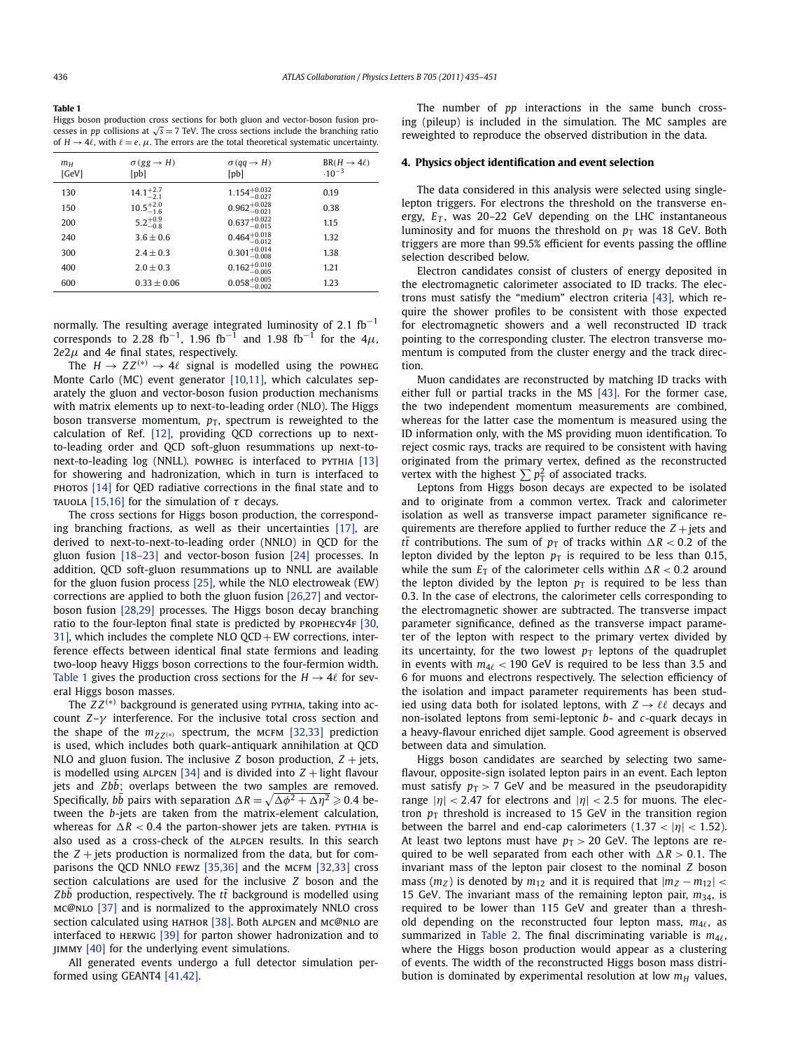**Table 1**
Higgs boson production cross sections for both gluon and vector-boson fusion processes in $pp$ collisions at $\sqrt{s} = 7$ TeV. The cross sections include the branching ratio of $H \to 4\ell$, with $\ell = e, \mu$. The errors are the total theoretical systematic uncertainty.

| $m_H$ [GeV] | $\sigma(gg \to H)$ [pb] | $\sigma(qq \to H)$ [pb] | BR($H \to 4\ell$) $\cdot 10^{-3}$ |
|---|---|---|---|
| 130 | $14.1^{+2.7}_{-2.1}$ | $1.154^{+0.032}_{-0.027}$ | 0.19 |
| 150 | $10.5^{+2.0}_{-1.6}$ | $0.962^{+0.028}_{-0.021}$ | 0.38 |
| 200 | $5.2^{+0.9}_{-0.8}$ | $0.637^{+0.022}_{-0.015}$ | 1.15 |
| 240 | $3.6 \pm 0.6$ | $0.464^{+0.018}_{-0.012}$ | 1.32 |
| 300 | $2.4 \pm 0.3$ | $0.301^{+0.014}_{-0.008}$ | 1.38 |
| 400 | $2.0 \pm 0.3$ | $0.162^{+0.010}_{-0.005}$ | 1.21 |
| 600 | $0.33 \pm 0.06$ | $0.058^{+0.005}_{-0.002}$ | 1.23 |

normally. The resulting average integrated luminosity of 2.1 fb$^{-1}$ corresponds to 2.28 fb$^{-1}$, 1.96 fb$^{-1}$ and 1.98 fb$^{-1}$ for the $4\mu$, $2e2\mu$ and $4e$ final states, respectively.

The $H \to ZZ^{(*)} \to 4\ell$ signal is modelled using the POWHEG Monte Carlo (MC) event generator [10,11], which calculates separately the gluon and vector-boson fusion production mechanisms with matrix elements up to next-to-leading order (NLO). The Higgs boson transverse momentum, $p_T$, spectrum is reweighted to the calculation of Ref. [12], providing QCD corrections up to next-to-leading order and QCD soft-gluon resummations up next-to-next-to-leading log (NNLL). POWHEG is interfaced to PYTHIA [13] for showering and hadronization, which in turn is interfaced to PHOTOS [14] for QED radiative corrections in the final state and to TAUOLA [15,16] for the simulation of $\tau$ decays.

The cross sections for Higgs boson production, the corresponding branching fractions, as well as their uncertainties [17], are derived to next-to-next-to-leading order (NNLO) in QCD for the gluon fusion [18–23] and vector-boson fusion [24] processes. In addition, QCD soft-gluon resummations up to NNLL are available for the gluon fusion process [25], while the NLO electroweak (EW) corrections are applied to both the gluon fusion [26,27] and vector-boson fusion [28,29] processes. The Higgs boson decay branching ratio to the four-lepton final state is predicted by PROPHECY4f [30,31], which includes the complete NLO QCD+EW corrections, interference effects between identical final state fermions and leading two-loop heavy Higgs boson corrections to the four-fermion width. Table 1 gives the production cross sections for the $H \to 4\ell$ for several Higgs boson masses.

The $ZZ^{(*)}$ background is generated using PYTHIA, taking into account $Z$–$\gamma$ interference. For the inclusive total cross section and the shape of the $m_{ZZ^{(*)}}$ spectrum, the MCFM [32,33] prediction is used, which includes both quark–antiquark annihilation at QCD NLO and gluon fusion. The inclusive $Z$ boson production, $Z$ + jets, is modelled using ALPGEN [34] and is divided into $Z$ + light flavour jets and $Zb\bar{b}$; overlaps between the two samples are removed. Specifically, $b\bar{b}$ pairs with separation $\Delta R = \sqrt{\Delta\phi^2 + \Delta\eta^2} \geqslant 0.4$ between the $b$-jets are taken from the matrix-element calculation, whereas for $\Delta R < 0.4$ the parton-shower jets are taken. PYTHIA is also used as a cross-check of the ALPGEN results. In this search the $Z$ + jets production is normalized from the data, but for comparisons the QCD NNLO FEWZ [35,36] and the MCFM [32,33] cross section calculations are used for the inclusive $Z$ boson and the $Zb\bar{b}$ production, respectively. The $t\bar{t}$ background is modelled using MC@NLO [37] and is normalized to the approximately NNLO cross section calculated using HATHOR [38]. Both ALPGEN and MC@NLO are interfaced to HERWIG [39] for parton shower hadronization and to JIMMY [40] for the underlying event simulations.

All generated events undergo a full detector simulation performed using GEANT4 [41,42].

The number of $pp$ interactions in the same bunch crossing (pileup) is included in the simulation. The MC samples are reweighted to reproduce the observed distribution in the data.

## 4. Physics object identification and event selection

The data considered in this analysis were selected using single-lepton triggers. For electrons the threshold on the transverse energy, $E_T$, was 20–22 GeV depending on the LHC instantaneous luminosity and for muons the threshold on $p_T$ was 18 GeV. Both triggers are more than 99.5% efficient for events passing the offline selection described below.

Electron candidates consist of clusters of energy deposited in the electromagnetic calorimeter associated to ID tracks. The electrons must satisfy the "medium" electron criteria [43], which require the shower profiles to be consistent with those expected for electromagnetic showers and a well reconstructed ID track pointing to the corresponding cluster. The electron transverse momentum is computed from the cluster energy and the track direction.

Muon candidates are reconstructed by matching ID tracks with either full or partial tracks in the MS [43]. For the former case, the two independent momentum measurements are combined, whereas for the latter case the momentum is measured using the ID information only, with the MS providing muon identification. To reject cosmic rays, tracks are required to be consistent with having originated from the primary vertex, defined as the reconstructed vertex with the highest $\sum p_T^2$ of associated tracks.

Leptons from Higgs boson decays are expected to be isolated and to originate from a common vertex. Track and calorimeter isolation as well as transverse impact parameter significance requirements are therefore applied to further reduce the $Z$ + jets and $t\bar{t}$ contributions. The sum of $p_T$ of tracks within $\Delta R < 0.2$ of the lepton divided by the lepton $p_T$ is required to be less than 0.15, while the sum $E_T$ of the calorimeter cells within $\Delta R < 0.2$ around the lepton divided by the lepton $p_T$ is required to be less than 0.3. In the case of electrons, the calorimeter cells corresponding to the electromagnetic shower are subtracted. The transverse impact parameter significance, defined as the transverse impact parameter of the lepton with respect to the primary vertex divided by its uncertainty, for the two lowest $p_T$ leptons of the quadruplet in events with $m_{4\ell} < 190$ GeV is required to be less than 3.5 and 6 for muons and electrons respectively. The selection efficiency of the isolation and impact parameter requirements has been studied using data both for isolated leptons, with $Z \to \ell\ell$ decays and non-isolated leptons from semi-leptonic $b$- and $c$-quark decays in a heavy-flavour enriched dijet sample. Good agreement is observed between data and simulation.

Higgs boson candidates are searched by selecting two same-flavour, opposite-sign isolated lepton pairs in an event. Each lepton must satisfy $p_T > 7$ GeV and be measured in the pseudorapidity range $|\eta| < 2.47$ for electrons and $|\eta| < 2.5$ for muons. The electron $p_T$ threshold is increased to 15 GeV in the transition region between the barrel and end-cap calorimeters ($1.37 < |\eta| < 1.52$). At least two leptons must have $p_T > 20$ GeV. The leptons are required to be well separated from each other with $\Delta R > 0.1$. The invariant mass of the lepton pair closest to the nominal $Z$ boson mass ($m_Z$) is denoted by $m_{12}$ and it is required that $|m_Z - m_{12}| < 15$ GeV. The invariant mass of the remaining lepton pair, $m_{34}$, is required to be lower than 115 GeV and greater than a threshold depending on the reconstructed four lepton mass, $m_{4\ell}$, as summarized in Table 2. The final discriminating variable is $m_{4\ell}$, where the Higgs boson production would appear as a clustering of events. The width of the reconstructed Higgs boson mass distribution is dominated by experimental resolution at low $m_H$ values,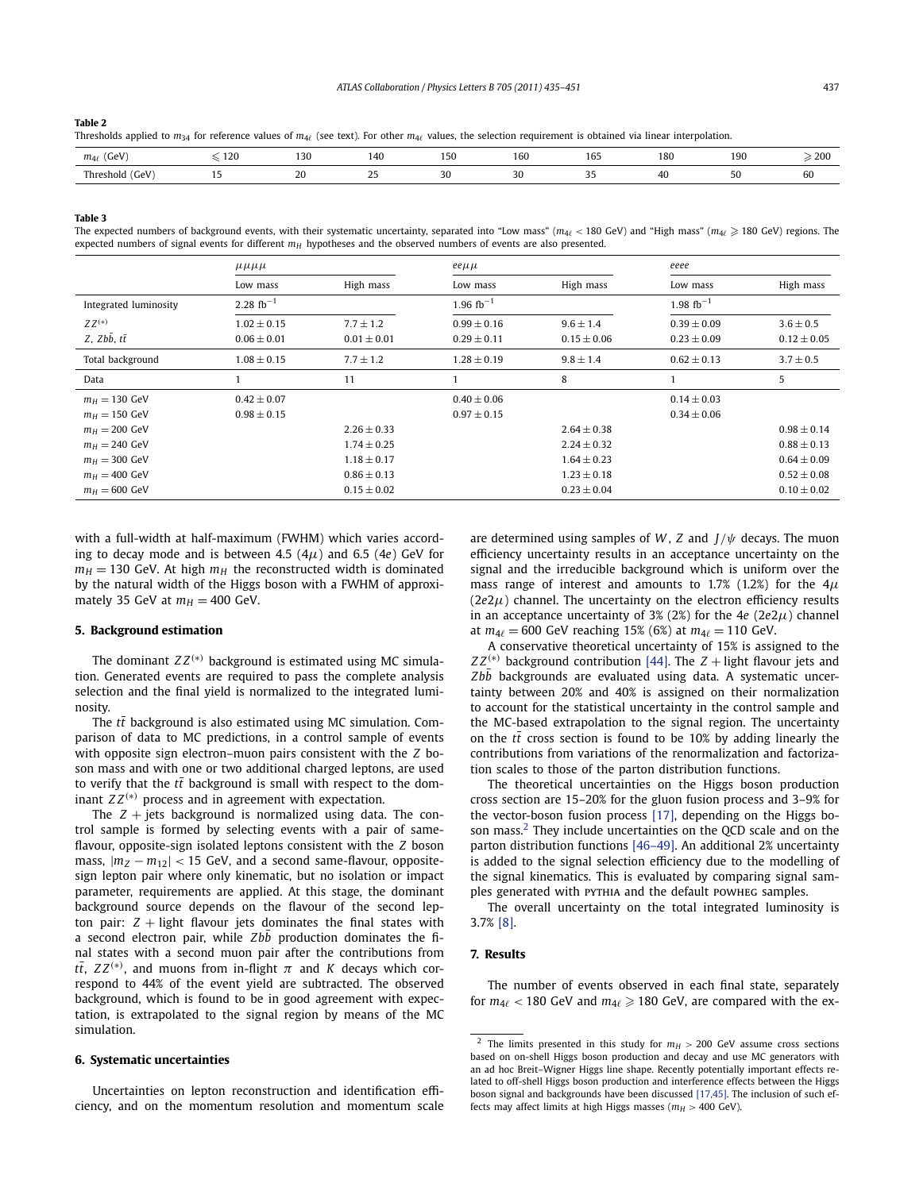**Table 2**

Thresholds applied to $m_{34}$ for reference values of $m_{4\ell}$ (see text). For other $m_{4\ell}$ values, the selection requirement is obtained via linear interpolation.

| $m_{4\ell}$ (GeV) | $\leqslant 120$ | 130 | 140 | 150 | 160 | 165 | 180 | 190 | $\geqslant 200$ |
|---|---|---|---|---|---|---|---|---|---|
| Threshold (GeV) | 15 | 20 | 25 | 30 | 30 | 35 | 40 | 50 | 60 |

**Table 3**

The expected numbers of background events, with their systematic uncertainty, separated into "Low mass" ($m_{4\ell} < 180$ GeV) and "High mass" ($m_{4\ell} \geqslant 180$ GeV) regions. The expected numbers of signal events for different $m_H$ hypotheses and the observed numbers of events are also presented.

| | $\mu\mu\mu\mu$ | | $ee\mu\mu$ | | $eeee$ | |
|---|---|---|---|---|---|---|
| | Low mass | High mass | Low mass | High mass | Low mass | High mass |
| Integrated luminosity | 2.28 $\text{fb}^{-1}$ | | 1.96 $\text{fb}^{-1}$ | | 1.98 $\text{fb}^{-1}$ | |
| $ZZ^{(*)}$ | $1.02 \pm 0.15$ | $7.7 \pm 1.2$ | $0.99 \pm 0.16$ | $9.6 \pm 1.4$ | $0.39 \pm 0.09$ | $3.6 \pm 0.5$ |
| $Z$, $Zb\bar{b}$, $t\bar{t}$ | $0.06 \pm 0.01$ | $0.01 \pm 0.01$ | $0.29 \pm 0.11$ | $0.15 \pm 0.06$ | $0.23 \pm 0.09$ | $0.12 \pm 0.05$ |
| Total background | $1.08 \pm 0.15$ | $7.7 \pm 1.2$ | $1.28 \pm 0.19$ | $9.8 \pm 1.4$ | $0.62 \pm 0.13$ | $3.7 \pm 0.5$ |
| Data | 1 | 11 | 1 | 8 | 1 | 5 |
| $m_H = 130$ GeV | $0.42 \pm 0.07$ | | $0.40 \pm 0.06$ | | $0.14 \pm 0.03$ | |
| $m_H = 150$ GeV | $0.98 \pm 0.15$ | | $0.97 \pm 0.15$ | | $0.34 \pm 0.06$ | |
| $m_H = 200$ GeV | | $2.26 \pm 0.33$ | | $2.64 \pm 0.38$ | | $0.98 \pm 0.14$ |
| $m_H = 240$ GeV | | $1.74 \pm 0.25$ | | $2.24 \pm 0.32$ | | $0.88 \pm 0.13$ |
| $m_H = 300$ GeV | | $1.18 \pm 0.17$ | | $1.64 \pm 0.23$ | | $0.64 \pm 0.09$ |
| $m_H = 400$ GeV | | $0.86 \pm 0.18$ | | $1.23 \pm 0.18$ | | $0.52 \pm 0.08$ |
| $m_H = 600$ GeV | | $0.15 \pm 0.02$ | | $0.23 \pm 0.04$ | | $0.10 \pm 0.02$ |

with a full-width at half-maximum (FWHM) which varies according to decay mode and is between 4.5 ($4\mu$) and 6.5 ($4e$) GeV for $m_H = 130$ GeV. At high $m_H$ the reconstructed width is dominated by the natural width of the Higgs boson with a FWHM of approximately 35 GeV at $m_H = 400$ GeV.

## 5. Background estimation

The dominant $ZZ^{(*)}$ background is estimated using MC simulation. Generated events are required to pass the complete analysis selection and the final yield is normalized to the integrated luminosity.

The $t\bar{t}$ background is also estimated using MC simulation. Comparison of data to MC predictions, in a control sample of events with opposite sign electron–muon pairs consistent with the $Z$ boson mass and with one or two additional charged leptons, are used to verify that the $t\bar{t}$ background is small with respect to the dominant $ZZ^{(*)}$ process and in agreement with expectation.

The $Z$ + jets background is normalized using data. The control sample is formed by selecting events with a pair of same-flavour, opposite-sign isolated leptons consistent with the $Z$ boson mass, $|m_Z - m_{12}| < 15$ GeV, and a second same-flavour, opposite-sign lepton pair where only kinematic, but no isolation or impact parameter, requirements are applied. At this stage, the dominant background source depends on the flavour of the second lepton pair: $Z$ + light flavour jets dominates the final states with a second electron pair, while $Zb\bar{b}$ production dominates the final states with a second muon pair after the contributions from $t\bar{t}$, $ZZ^{(*)}$, and muons from in-flight $\pi$ and $K$ decays which correspond to 44% of the event yield are subtracted. The observed background, which is found to be in good agreement with expectation, is extrapolated to the signal region by means of the MC simulation.

## 6. Systematic uncertainties

Uncertainties on lepton reconstruction and identification efficiency, and on the momentum resolution and momentum scale are determined using samples of $W$, $Z$ and $J/\psi$ decays. The muon efficiency uncertainty results in an acceptance uncertainty on the signal and the irreducible background which is uniform over the mass range of interest and amounts to 1.7% (1.2%) for the $4\mu$ ($2e2\mu$) channel. The uncertainty on the electron efficiency results in an acceptance uncertainty of 3% (2%) for the $4e$ ($2e2\mu$) channel at $m_{4\ell} = 600$ GeV reaching 15% (6%) at $m_{4\ell} = 110$ GeV.

A conservative theoretical uncertainty of 15% is assigned to the $ZZ^{(*)}$ background contribution [44]. The $Z$ + light flavour jets and $Zb\bar{b}$ backgrounds are evaluated using data. A systematic uncertainty between 20% and 40% is assigned on their normalization to account for the statistical uncertainty in the control sample and the MC-based extrapolation to the signal region. The uncertainty on the $t\bar{t}$ cross section is found to be 10% by adding linearly the contributions from variations of the renormalization and factorization scales to those of the parton distribution functions.

The theoretical uncertainties on the Higgs boson production cross section are 15–20% for the gluon fusion process and 3–9% for the vector-boson fusion process [17], depending on the Higgs boson mass.[2] They include uncertainties on the QCD scale and on the parton distribution functions [46–49]. An additional 2% uncertainty is added to the signal selection efficiency due to the modelling of the signal kinematics. This is evaluated by comparing signal samples generated with PYTHIA and the default POWHEG samples.

The overall uncertainty on the total integrated luminosity is 3.7% [8].

## 7. Results

The number of events observed in each final state, separately for $m_{4\ell} < 180$ GeV and $m_{4\ell} \geqslant 180$ GeV, are compared with the ex-

[2] The limits presented in this study for $m_H > 200$ GeV assume cross sections based on on-shell Higgs boson production and decay and use MC generators with an ad hoc Breit–Wigner Higgs line shape. Recently potentially important effects related to off-shell Higgs boson production and interference effects between the Higgs boson signal and backgrounds have been discussed [17,45]. The inclusion of such effects may affect limits at high Higgs masses ($m_H > 400$ GeV).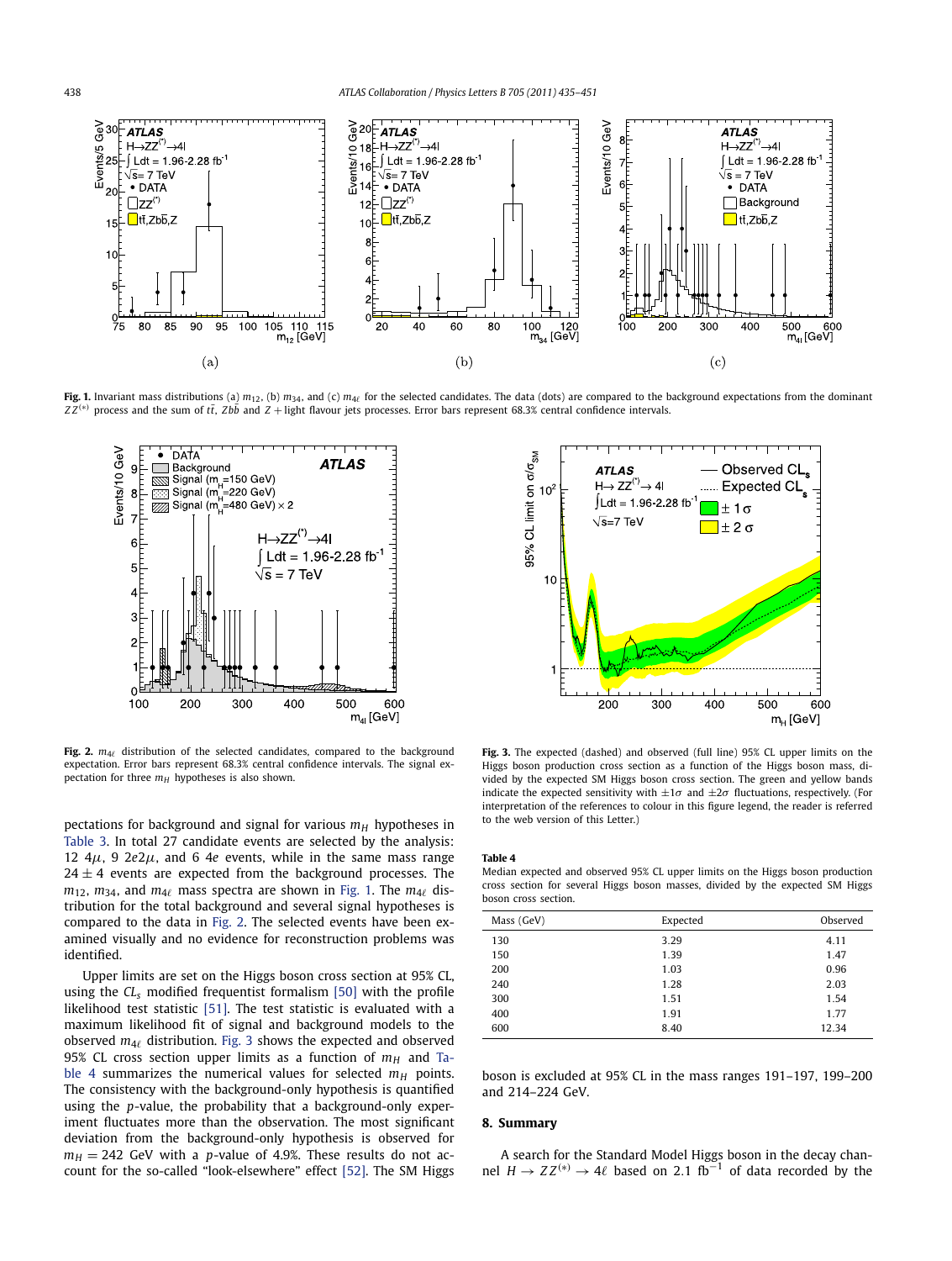ATLAS
$H\rightarrow ZZ^{(*)}\rightarrow 4l$
$\int Ldt$ = 1.96-2.28 fb$^{-1}$
$\sqrt{s}$= 7 TeV
DATA
$ZZ^{(*)}$
$t\bar{t}$,$Zb\bar{b}$,Z
Events/5 GeV
$m_{12}$ [GeV]

(a)

ATLAS
$H\rightarrow ZZ^{(*)}\rightarrow 4l$
$\int Ldt$ = 1.96-2.28 fb$^{-1}$
$\sqrt{s}$= 7 TeV
DATA
$ZZ^{(*)}$
$t\bar{t}$,$Zb\bar{b}$,Z
Events/10 GeV
$m_{34}$ [GeV]

(b)

ATLAS
$H\rightarrow ZZ^{(*)}\rightarrow 4l$
$\int Ldt$ = 1.96-2.28 fb$^{-1}$
$\sqrt{s}$= 7 TeV
DATA
Background
$t\bar{t}$,$Zb\bar{b}$,Z
Events/10 GeV
$m_{4l}$ [GeV]

(c)

**Fig. 1.** Invariant mass distributions (a) $m_{12}$, (b) $m_{34}$, and (c) $m_{4\ell}$ for the selected candidates. The data (dots) are compared to the background expectations from the dominant $ZZ^{(*)}$ process and the sum of $t\bar{t}$, $Zb\bar{b}$ and $Z$ + light flavour jets processes. Error bars represent 68.3% central confidence intervals.

DATA
Background
Signal ($m_H$=150 GeV)
Signal ($m_H$=220 GeV)
Signal ($m_H$=480 GeV) × 2
ATLAS
$H\rightarrow ZZ^{(*)}\rightarrow 4l$
$\int Ldt$ = 1.96-2.28 fb$^{-1}$
$\sqrt{s}$ = 7 TeV
Events/10 GeV
$m_{4l}$ [GeV]

**Fig. 2.** $m_{4\ell}$ distribution of the selected candidates, compared to the background expectation. Error bars represent 68.3% central confidence intervals. The signal expectation for three $m_H$ hypotheses is also shown.

ATLAS
$H\rightarrow ZZ^{(*)}\rightarrow 4l$
$\int Ldt$ = 1.96-2.28 fb$^{-1}$
$\sqrt{s}$=7 TeV
Observed $CL_s$
Expected $CL_s$
$\pm 1\sigma$
$\pm 2\sigma$
95% CL limit on $\sigma/\sigma_{SM}$
$m_H$ [GeV]

**Fig. 3.** The expected (dashed) and observed (full line) 95% CL upper limits on the Higgs boson production cross section as a function of the Higgs boson mass, divided by the expected SM Higgs boson cross section. The green and yellow bands indicate the expected sensitivity with $\pm1\sigma$ and $\pm2\sigma$ fluctuations, respectively. (For interpretation of the references to colour in this figure legend, the reader is referred to the web version of this Letter.)

pectations for background and signal for various $m_H$ hypotheses in Table 3. In total 27 candidate events are selected by the analysis: 12 $4\mu$, 9 $2e2\mu$, and 6 $4e$ events, while in the same mass range $24 \pm 4$ events are expected from the background processes. The $m_{12}$, $m_{34}$, and $m_{4\ell}$ mass spectra are shown in Fig. 1. The $m_{4\ell}$ distribution for the total background and several signal hypotheses is compared to the data in Fig. 2. The selected events have been examined visually and no evidence for reconstruction problems was identified.

Upper limits are set on the Higgs boson cross section at 95% CL, using the $CL_s$ modified frequentist formalism [50] with the profile likelihood test statistic [51]. The test statistic is evaluated with a maximum likelihood fit of signal and background models to the observed $m_{4\ell}$ distribution. Fig. 3 shows the expected and observed 95% CL cross section upper limits as a function of $m_H$ and Table 4 summarizes the numerical values for selected $m_H$ points. The consistency with the background-only hypothesis is quantified using the $p$-value, the probability that a background-only experiment fluctuates more than the observation. The most significant deviation from the background-only hypothesis is observed for $m_H = 242$ GeV with a $p$-value of 4.9%. These results do not account for the so-called "look-elsewhere" effect [52]. The SM Higgs boson is excluded at 95% CL in the mass ranges 191–197, 199–200 and 214–224 GeV.

**Table 4**
Median expected and observed 95% CL upper limits on the Higgs boson production cross section for several Higgs boson masses, divided by the expected SM Higgs boson cross section.

| Mass (GeV) | Expected | Observed |
|---|---|---|
| 130 | 3.29 | 4.11 |
| 150 | 1.39 | 1.47 |
| 200 | 1.03 | 0.96 |
| 240 | 1.28 | 2.03 |
| 300 | 1.51 | 1.54 |
| 400 | 1.91 | 1.77 |
| 600 | 8.40 | 12.34 |

## 8. Summary

A search for the Standard Model Higgs boson in the decay channel $H \rightarrow ZZ^{(*)} \rightarrow 4\ell$ based on 2.1 fb$^{-1}$ of data recorded by the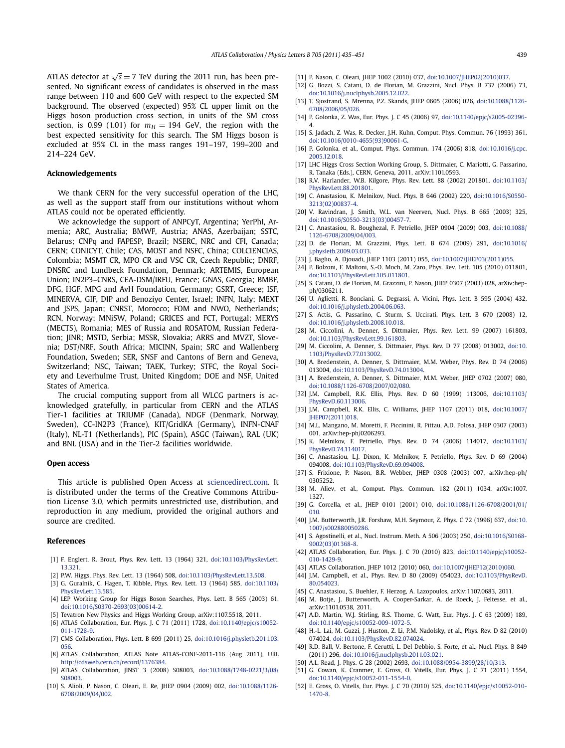ATLAS detector at $\sqrt{s} = 7$ TeV during the 2011 run, has been presented. No significant excess of candidates is observed in the mass range between 110 and 600 GeV with respect to the expected SM background. The observed (expected) 95% CL upper limit on the Higgs boson production cross section, in units of the SM cross section, is 0.99 (1.01) for $m_H = 194$ GeV, the region with the best expected sensitivity for this search. The SM Higgs boson is excluded at 95% CL in the mass ranges 191–197, 199–200 and 214–224 GeV.

## Acknowledgements

We thank CERN for the very successful operation of the LHC, as well as the support staff from our institutions without whom ATLAS could not be operated efficiently.

We acknowledge the support of ANPCyT, Argentina; YerPhI, Armenia; ARC, Australia; BMWF, Austria; ANAS, Azerbaijan; SSTC, Belarus; CNPq and FAPESP, Brazil; NSERC, NRC and CFI, Canada; CERN; CONICYT, Chile; CAS, MOST and NSFC, China; COLCIENCIAS, Colombia; MSMT CR, MPO CR and VSC CR, Czech Republic; DNRF, DNSRC and Lundbeck Foundation, Denmark; ARTEMIS, European Union; IN2P3–CNRS, CEA-DSM/IRFU, France; GNAS, Georgia; BMBF, DFG, HGF, MPG and AvH Foundation, Germany; GSRT, Greece; ISF, MINERVA, GIF, DIP and Benoziyo Center, Israel; INFN, Italy; MEXT and JSPS, Japan; CNRST, Morocco; FOM and NWO, Netherlands; RCN, Norway; MNiSW, Poland; GRICES and FCT, Portugal; MERYS (MECTS), Romania; MES of Russia and ROSATOM, Russian Federation; JINR; MSTD, Serbia; MSSR, Slovakia; ARRS and MVZT, Slovenia; DST/NRF, South Africa; MICINN, Spain; SRC and Wallenberg Foundation, Sweden; SER, SNSF and Cantons of Bern and Geneva, Switzerland; NSC, Taiwan; TAEK, Turkey; STFC, the Royal Society and Leverhulme Trust, United Kingdom; DOE and NSF, United States of America.

The crucial computing support from all WLCG partners is acknowledged gratefully, in particular from CERN and the ATLAS Tier-1 facilities at TRIUMF (Canada), NDGF (Denmark, Norway, Sweden), CC-IN2P3 (France), KIT/GridKA (Germany), INFN-CNAF (Italy), NL-T1 (Netherlands), PIC (Spain), ASGC (Taiwan), RAL (UK) and BNL (USA) and in the Tier-2 facilities worldwide.

## Open access

This article is published Open Access at sciencedirect.com. It is distributed under the terms of the Creative Commons Attribution License 3.0, which permits unrestricted use, distribution, and reproduction in any medium, provided the original authors and source are credited.

## References

[1] F. Englert, R. Brout, Phys. Rev. Lett. 13 (1964) 321, doi:10.1103/PhysRevLett.13.321.

[2] P.W. Higgs, Phys. Rev. Lett. 13 (1964) 508, doi:10.1103/PhysRevLett.13.508.

[3] G. Guralnik, C. Hagen, T. Kibble, Phys. Rev. Lett. 13 (1964) 585, doi:10.1103/PhysRevLett.13.585.

[4] LEP Working Group for Higgs Boson Searches, Phys. Lett. B 565 (2003) 61, doi:10.1016/S0370-2693(03)00614-2.

[5] Tevatron New Physics and Higgs Working Group, arXiv:1107.5518, 2011.

[6] ATLAS Collaboration, Eur. Phys. J. C 71 (2011) 1728, doi:10.1140/epjc/s10052-011-1728-9.

[7] CMS Collaboration, Phys. Lett. B 699 (2011) 25, doi:10.1016/j.physletb.2011.03.056.

[8] ATLAS Collaboration, ATLAS Note ATLAS-CONF-2011-116 (Aug 2011), URL http://cdsweb.cern.ch/record/1376384.

[9] ATLAS Collaboration, JINST 3 (2008) S08003, doi:10.1088/1748-0221/3/08/S08003.

[10] S. Alioli, P. Nason, C. Oleari, E. Re, JHEP 0904 (2009) 002, doi:10.1088/1126-6708/2009/04/002.

[11] P. Nason, C. Oleari, JHEP 1002 (2010) 037, doi:10.1007/JHEP02(2010)037.

[12] G. Bozzi, S. Catani, D. de Florian, M. Grazzini, Nucl. Phys. B 737 (2006) 73, doi:10.1016/j.nuclphysb.2005.12.022.

[13] T. Sjostrand, S. Mrenna, P.Z. Skands, JHEP 0605 (2006) 026, doi:10.1088/1126-6708/2006/05/026.

[14] P. Golonka, Z. Was, Eur. Phys. J. C 45 (2006) 97, doi:10.1140/epjc/s2005-02396-4.

[15] S. Jadach, Z. Was, R. Decker, J.H. Kuhn, Comput. Phys. Commun. 76 (1993) 361, doi:10.1016/0010-4655(93)90061-G.

[16] P. Golonka, et al., Comput. Phys. Commun. 174 (2006) 818, doi:10.1016/j.cpc.2005.12.018.

[17] LHC Higgs Cross Section Working Group, S. Dittmaier, C. Mariotti, G. Passarino, R. Tanaka (Eds.), CERN, Geneva, 2011, arXiv:1101.0593.

[18] R.V. Harlander, W.B. Kilgore, Phys. Rev. Lett. 88 (2002) 201801, doi:10.1103/PhysRevLett.88.201801.

[19] C. Anastasiou, K. Melnikov, Nucl. Phys. B 646 (2002) 220, doi:10.1016/S0550-3213(02)00837-4.

[20] V. Ravindran, J. Smith, W.L. van Neerven, Nucl. Phys. B 665 (2003) 325, doi:10.1016/S0550-3213(03)00457-7.

[21] C. Anastasiou, R. Boughezal, F. Petriello, JHEP 0904 (2009) 003, doi:10.1088/1126-6708/2009/04/003.

[22] D. de Florian, M. Grazzini, Phys. Lett. B 674 (2009) 291, doi:10.1016/j.physletb.2009.03.033.

[23] J. Baglio, A. Djouadi, JHEP 1103 (2011) 055, doi:10.1007/JHEP03(2011)055.

[24] P. Bolzoni, F. Maltoni, S.-O. Moch, M. Zaro, Phys. Rev. Lett. 105 (2010) 011801, doi:10.1103/PhysRevLett.105.011801.

[25] S. Catani, D. de Florian, M. Grazzini, P. Nason, JHEP 0307 (2003) 028, arXiv:hep-ph/0306211.

[26] U. Aglietti, R. Bonciani, G. Degrassi, A. Vicini, Phys. Lett. B 595 (2004) 432, doi:10.1016/j.physletb.2004.06.063.

[27] S. Actis, G. Passarino, C. Sturm, S. Uccirati, Phys. Lett. B 670 (2008) 12, doi:10.1016/j.physletb.2008.10.018.

[28] M. Ciccolini, A. Denner, S. Dittmaier, Phys. Rev. Lett. 99 (2007) 161803, doi:10.1103/PhysRevLett.99.161803.

[29] M. Ciccolini, A. Denner, S. Dittmaier, Phys. Rev. D 77 (2008) 013002, doi:10.1103/PhysRevD.77.013002.

[30] A. Bredenstein, A. Denner, S. Dittmaier, M.M. Weber, Phys. Rev. D 74 (2006) 013004, doi:10.1103/PhysRevD.74.013004.

[31] A. Bredenstein, A. Denner, S. Dittmaier, M.M. Weber, JHEP 0702 (2007) 080, doi:10.1088/1126-6708/2007/02/080.

[32] J.M. Campbell, R.K. Ellis, Phys. Rev. D 60 (1999) 113006, doi:10.1103/PhysRevD.60.113006.

[33] J.M. Campbell, R.K. Ellis, C. Williams, JHEP 1107 (2011) 018, doi:10.1007/JHEP07(2011)018.

[34] M.L. Mangano, M. Moretti, F. Piccinini, R. Pittau, A.D. Polosa, JHEP 0307 (2003) 001, arXiv:hep-ph/0206293.

[35] K. Melnikov, F. Petriello, Phys. Rev. D 74 (2006) 114017, doi:10.1103/PhysRevD.74.114017.

[36] C. Anastasiou, L.J. Dixon, K. Melnikov, F. Petriello, Phys. Rev. D 69 (2004) 094008, doi:10.1103/PhysRevD.69.094008.

[37] S. Frixione, P. Nason, B.R. Webber, JHEP 0308 (2003) 007, arXiv:hep-ph/0305252.

[38] M. Aliev, et al., Comput. Phys. Commun. 182 (2011) 1034, arXiv:1007.1327.

[39] G. Corcella, et al., JHEP 0101 (2001) 010, doi:10.1088/1126-6708/2001/01/010.

[40] J.M. Butterworth, J.R. Forshaw, M.H. Seymour, Z. Phys. C 72 (1996) 637, doi:10.1007/s002880050286.

[41] S. Agostinelli, et al., Nucl. Instrum. Meth. A 506 (2003) 250, doi:10.1016/S0168-9002(03)01368-8.

[42] ATLAS Collaboration, Eur. Phys. J. C 70 (2010) 823, doi:10.1140/epjc/s10052-010-1429-9.

[43] ATLAS Collaboration, JHEP 1012 (2010) 060, doi:10.1007/JHEP12(2010)060.

[44] J.M. Campbell, et al., Phys. Rev. D 80 (2009) 054023, doi:10.1103/PhysRevD.80.054023.

[45] C. Anastasiou, S. Buehler, F. Herzog, A. Lazopoulos, arXiv:1107.0683, 2011.

[46] M. Botje, J. Butterworth, A. Cooper-Sarkar, A. de Roeck, J. Feltesse, et al., arXiv:1101.0538, 2011.

[47] A.D. Martin, W.J. Stirling, R.S. Thorne, G. Watt, Eur. Phys. J. C 63 (2009) 189, doi:10.1140/epjc/s10052-009-1072-5.

[48] H.-L. Lai, M. Guzzi, J. Huston, Z. Li, P.M. Nadolsky, et al., Phys. Rev. D 82 (2010) 074024, doi:10.1103/PhysRevD.82.074024.

[49] R.D. Ball, V. Bertone, F. Cerutti, L. Del Debbio, S. Forte, et al., Nucl. Phys. B 849 (2011) 296, doi:10.1016/j.nuclphysb.2011.03.021.

[50] A.L. Read, J. Phys. G 28 (2002) 2693, doi:10.1088/0954-3899/28/10/313.

[51] G. Cowan, K. Cranmer, E. Gross, O. Vitells, Eur. Phys. J. C 71 (2011) 1554, doi:10.1140/epjc/s10052-011-1554-0.

[52] E. Gross, O. Vitells, Eur. Phys. J. C 70 (2010) 525, doi:10.1140/epjc/s10052-010-1470-8.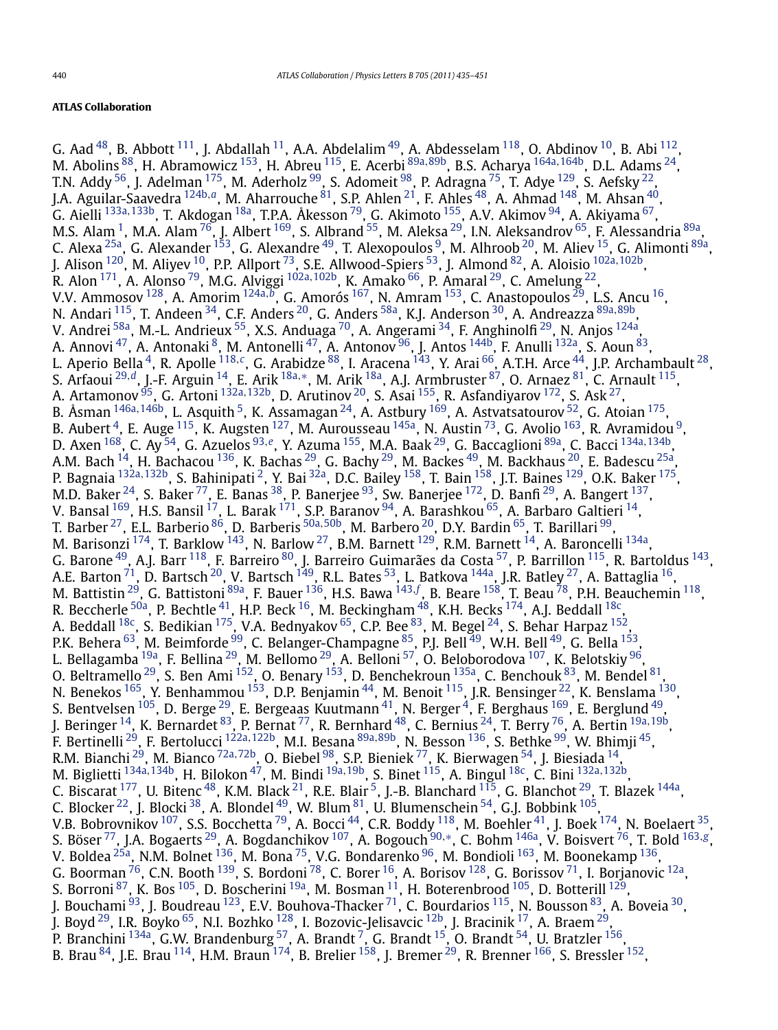**ATLAS Collaboration**

G. Aad [48], B. Abbott [111], J. Abdallah [11], A.A. Abdelalim [49], A. Abdesselam [118], O. Abdinov [10], B. Abi [112], M. Abolins [88], H. Abramowicz [153], H. Abreu [115], E. Acerbi [89a,89b], B.S. Acharya [164a,164b], D.L. Adams [24], T.N. Addy [56], J. Adelman [175], M. Aderholz [99], S. Adomeit [98], P. Adragna [75], T. Adye [129], S. Aefsky [22], J.A. Aguilar-Saavedra [124b,a], M. Aharrouche [81], S.P. Ahlen [21], F. Ahles [48], A. Ahmad [148], M. Ahsan [40], G. Aielli [133a,133b], T. Akdogan [18a], T.P.A. Åkesson [79], G. Akimoto [155], A.V. Akimov [94], A. Akiyama [67], M.S. Alam [1], M.A. Alam [76], J. Albert [169], S. Albrand [55], M. Aleksa [29], I.N. Aleksandrov [65], F. Alessandria [89a], C. Alexa [25a], G. Alexander [153], G. Alexandre [49], T. Alexopoulos [9], M. Alhroob [20], M. Aliev [15], G. Alimonti [89a], J. Alison [120], M. Aliyev [10], P.P. Allport [73], S.E. Allwood-Spiers [53], J. Almond [82], A. Aloisio [102a,102b], R. Alon [171], A. Alonso [79], M.G. Alviggi [102a,102b], K. Amako [66], P. Amaral [29], C. Amelung [22], V.V. Ammosov [128], A. Amorim [124a,b], G. Amorós [167], N. Amram [153], C. Anastopoulos [29], L.S. Ancu [16], N. Andari [115], T. Andeen [34], C.F. Anders [20], G. Anders [58a], K.J. Anderson [30], A. Andreazza [89a,89b], V. Andrei [58a], M.-L. Andrieux [55], X.S. Anduaga [70], A. Angerami [34], F. Anghinolfi [29], N. Anjos [124a], A. Annovi [47], A. Antonaki [8], M. Antonelli [47], A. Antonov [96], J. Antos [144b], F. Anulli [132a], S. Aoun [83], L. Aperio Bella [4], R. Apolle [118,c], G. Arabidze [88], I. Aracena [143], Y. Arai [66], A.T.H. Arce [44], J.P. Archambault [28], S. Arfaoui [29,d], J.-F. Arguin [14], E. Arik [18a,*], M. Arik [18a], A.J. Armbruster [87], O. Arnaez [81], C. Arnault [115], A. Artamonov [95], G. Artoni [132a,132b], D. Arutinov [20], S. Asai [155], R. Asfandiyarov [172], S. Ask [27], B. Åsman [146a,146b], L. Asquith [5], K. Assamagan [24], A. Astbury [169], A. Astvatsatourov [52], G. Atoian [175], B. Aubert [4], E. Auge [115], K. Augsten [127], M. Aurousseau [145a], N. Austin [73], G. Avolio [163], R. Avramidou [9], D. Axen [168], C. Ay [54], G. Azuelos [93,e], Y. Azuma [155], M.A. Baak [29], G. Baccaglioni [89a], C. Bacci [134a,134b], A.M. Bach [14], H. Bachacou [136], K. Bachas [29], G. Bachy [29], M. Backes [49], M. Backhaus [20], E. Badescu [25a], P. Bagnaia [132a,132b], S. Bahinipati [2], Y. Bai [32a], D.C. Bailey [158], T. Bain [158], J.T. Baines [129], O.K. Baker [175], M.D. Baker [24], S. Baker [77], E. Banas [38], P. Banerjee [93], Sw. Banerjee [172], D. Banfi [29], A. Bangert [137], V. Bansal [169], H.S. Bansil [17], L. Barak [171], S.P. Baranov [94], A. Barashkou [65], A. Barbaro Galtieri [14], T. Barber [27], E.L. Barberio [86], D. Barberis [50a,50b], M. Barbero [20], D.Y. Bardin [65], T. Barillari [99], M. Barisonzi [174], T. Barklow [143], N. Barlow [27], B.M. Barnett [129], R.M. Barnett [14], A. Baroncelli [134a], G. Barone [49], A.J. Barr [118], F. Barreiro [80], J. Barreiro Guimarães da Costa [57], P. Barrillon [115], R. Bartoldus [143], A.E. Barton [71], D. Bartsch [20], V. Bartsch [149], R.L. Bates [53], L. Batkova [144a], J.R. Batley [27], A. Battaglia [16], M. Battistin [29], G. Battistoni [89a], F. Bauer [136], H.S. Bawa [143,f], B. Beare [158], T. Beau [78], P.H. Beauchemin [118], R. Beccherle [50a], P. Bechtle [41], H.P. Beck [16], M. Beckingham [48], K.H. Becks [174], A.J. Beddall [18c], A. Beddall [18c], S. Bedikian [175], V.A. Bednyakov [65], C.P. Bee [83], M. Begel [24], S. Behar Harpaz [152], P.K. Behera [63], M. Beimforde [99], C. Belanger-Champagne [85], P.J. Bell [49], W.H. Bell [49], G. Bella [153], L. Bellagamba [19a], F. Bellina [29], M. Bellomo [29], A. Belloni [57], O. Beloborodova [107], K. Belotskiy [96], O. Beltramello [29], S. Ben Ami [152], O. Benary [153], D. Benchekroun [135a], C. Benchouk [83], M. Bendel [81], N. Benekos [165], Y. Benhammou [153], D.P. Benjamin [44], M. Benoit [115], J.R. Bensinger [22], K. Benslama [130], S. Bentvelsen [105], D. Berge [29], E. Bergeaas Kuutmann [41], N. Berger [4], F. Berghaus [169], E. Berglund [49], J. Beringer [14], K. Bernardet [83], P. Bernat [77], R. Bernhard [48], C. Bernius [24], T. Berry [76], A. Bertin [19a,19b], F. Bertinelli [29], F. Bertolucci [122a,122b], M.I. Besana [89a,89b], N. Besson [136], S. Bethke [99], W. Bhimji [45], R.M. Bianchi [29], M. Bianco [72a,72b], O. Biebel [98], S.P. Bieniek [77], K. Bierwagen [54], J. Biesiada [14], M. Biglietti [134a,134b], H. Bilokon [47], M. Bindi [19a,19b], S. Binet [115], A. Bingul [18c], C. Bini [132a,132b], C. Biscarat [177], U. Bitenc [48], K.M. Black [21], R.E. Blair [5], J.-B. Blanchard [115], G. Blanchot [29], T. Blazek [144a], C. Blocker [22], J. Blocki [38], A. Blondel [49], W. Blum [81], U. Blumenschein [54], G.J. Bobbink [105], V.B. Bobrovnikov [107], S.S. Bocchetta [79], A. Bocci [44], C.R. Boddy [118], M. Boehler [41], J. Boek [174], N. Boelaert [35], S. Böser [77], J.A. Bogaerts [29], A. Bogdanchikov [107], A. Bogouch [90,*], C. Bohm [146a], V. Boisvert [76], T. Bold [163,g], V. Boldea [25a], N.M. Bolnet [136], M. Bona [75], V.G. Bondarenko [96], M. Bondioli [163], M. Boonekamp [136], G. Boorman [76], C.N. Booth [139], S. Bordoni [78], C. Borer [16], A. Borisov [128], G. Borissov [71], I. Borjanovic [12a], S. Borroni [87], K. Bos [105], D. Boscherini [19a], M. Bosman [11], H. Boterenbrood [105], D. Botterill [129], J. Bouchami [93], J. Boudreau [123], E.V. Bouhova-Thacker [71], C. Bourdarios [115], N. Bousson [83], A. Boveia [30], J. Boyd [29], I.R. Boyko [65], N.I. Bozhko [128], I. Bozovic-Jelisavcic [12b], J. Bracinik [17], A. Braem [29], P. Branchini [134a], G.W. Brandenburg [57], A. Brandt [7], G. Brandt [15], O. Brandt [54], U. Bratzler [156], B. Brau [84], J.E. Brau [114], H.M. Braun [174], B. Brelier [158], J. Bremer [29], R. Brenner [166], S. Bressler [152],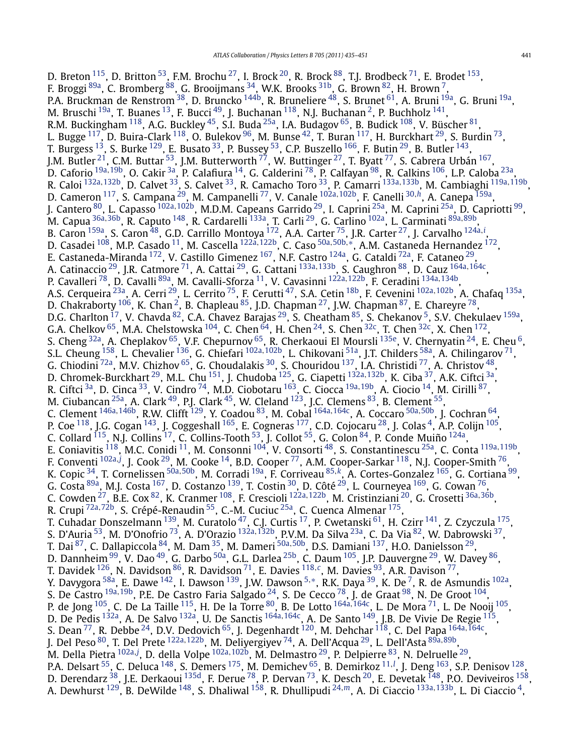D. Breton [115], D. Britton [53], F.M. Brochu [27], I. Brock [20], R. Brock [88], T.J. Brodbeck [71], E. Brodet [153], F. Broggi [89a], C. Bromberg [88], G. Brooijmans [34], W.K. Brooks [31b], G. Brown [82], H. Brown [7], P.A. Bruckman de Renstrom [38], D. Bruncko [144b], R. Bruneliere [48], S. Brunet [61], A. Bruni [19a], G. Bruni [19a], M. Bruschi [19a], T. Buanes [13], F. Bucci [49], J. Buchanan [118], N.J. Buchanan [2], P. Buchholz [141], R.M. Buckingham [118], A.G. Buckley [45], S.I. Buda [25a], I.A. Budagov [65], B. Budick [108], V. Büscher [81], L. Bugge [117], D. Buira-Clark [118], O. Bulekov [96], M. Bunse [42], T. Buran [117], H. Burckhart [29], S. Burdin [73], T. Burgess [13], S. Burke [129], E. Busato [33], P. Bussey [53], C.P. Buszello [166], F. Butin [29], B. Butler [143], J.M. Butler [21], C.M. Buttar [53], J.M. Butterworth [77], W. Buttinger [27], T. Byatt [77], S. Cabrera Urbán [167], D. Caforio [19a,19b], O. Cakir [3a], P. Calafiura [14], G. Calderini [78], P. Calfayan [98], R. Calkins [106], L.P. Caloba [23a], R. Caloi [132a,132b], D. Calvet [33], S. Calvet [33], R. Camacho Toro [33], P. Camarri [133a,133b], M. Cambiaghi [119a,119b], D. Cameron [117], S. Campana [29], M. Campanelli [77], V. Canale [102a,102b], F. Canelli [30,h], A. Canepa [159a], J. Cantero [80], L. Capasso [102a,102b], M.D.M. Capeans Garrido [29], I. Caprini [25a], M. Caprini [25a], D. Capriotti [99], M. Capua [36a,36b], R. Caputo [148], R. Cardarelli [133a], T. Carli [29], G. Carlino [102a], L. Carminati [89a,89b], B. Caron [159a], S. Caron [48], G.D. Carrillo Montoya [172], A.A. Carter [75], J.R. Carter [27], J. Carvalho [124a,i], D. Casadei [108], M.P. Casado [11], M. Cascella [122a,122b], C. Caso [50a,50b,*], A.M. Castaneda Hernandez [172], E. Castaneda-Miranda [172], V. Castillo Gimenez [167], N.F. Castro [124a], G. Cataldi [72a], F. Cataneo [29], A. Catinaccio [29], J.R. Catmore [71], A. Cattai [29], G. Cattani [133a,133b], S. Caughron [88], D. Cauz [164a,164c], P. Cavalleri [78], D. Cavalli [89a], M. Cavalli-Sforza [11], V. Cavasinni [122a,122b], F. Ceradini [134a,134b], A.S. Cerqueira [23a], A. Cerri [29], L. Cerrito [75], F. Cerutti [47], S.A. Cetin [18b], F. Cevenini [102a,102b], A. Chafaq [135a], D. Chakraborty [106], K. Chan [2], B. Chapleau [85], J.D. Chapman [27], J.W. Chapman [87], E. Chareyre [78], D.G. Charlton [17], V. Chavda [82], C.A. Chavez Barajas [29], S. Cheatham [85], S. Chekanov [5], S.V. Chekulaev [159a], G.A. Chelkov [65], M.A. Chelstowska [104], C. Chen [64], H. Chen [24], S. Chen [32c], T. Chen [32c], X. Chen [172], S. Cheng [32a], A. Cheplakov [65], V.F. Chepurnov [65], R. Cherkaoui El Moursli [135e], V. Chernyatin [24], E. Cheu [6], S.L. Cheung [158], L. Chevalier [136], G. Chiefari [102a,102b], L. Chikovani [51a], J.T. Childers [58a], A. Chilingarov [71], G. Chiodini [72a], M.V. Chizhov [65], G. Choudalakis [30], S. Chouridou [137], I.A. Christidi [77], A. Christov [48], D. Chromek-Burckhart [29], M.L. Chu [151], J. Chudoba [125], G. Ciapetti [132a,132b], K. Ciba [37], A.K. Ciftci [3a], R. Ciftci [3a], D. Cinca [33], V. Cindro [74], M.D. Ciobotaru [163], C. Ciocca [19a,19b], A. Ciocio [14], M. Cirilli [87], M. Ciubancan [25a], A. Clark [49], P.J. Clark [45], W. Cleland [123], J.C. Clemens [83], B. Clement [55], C. Clement [146a,146b], R.W. Clifft [129], Y. Coadou [83], M. Cobal [164a,164c], A. Coccaro [50a,50b], J. Cochran [64], P. Coe [118], J.G. Cogan [143], J. Coggeshall [165], E. Cogneras [177], C.D. Cojocaru [28], J. Colas [4], A.P. Colijn [105], C. Collard [115], N.J. Collins [17], C. Collins-Tooth [53], J. Collot [55], G. Colon [84], P. Conde Muiño [124a], E. Coniavitis [118], M.C. Conidi [11], M. Consonni [104], V. Consorti [48], S. Constantinescu [25a], C. Conta [119a,119b], F. Conventi [102a,j], J. Cook [29], M. Cooke [14], B.D. Cooper [77], A.M. Cooper-Sarkar [118], N.J. Cooper-Smith [76], K. Copic [34], T. Cornelissen [50a,50b], M. Corradi [19a], F. Corriveau [85,k], A. Cortes-Gonzalez [165], G. Cortiana [99], G. Costa [89a], M.J. Costa [167], D. Costanzo [139], T. Costin [30], D. Côté [29], L. Courneyea [169], G. Cowan [76], C. Cowden [27], B.E. Cox [82], K. Cranmer [108], F. Crescioli [122a,122b], M. Cristinziani [20], G. Crosetti [36a,36b], R. Crupi [72a,72b], S. Crépé-Renaudin [55], C.-M. Cuciuc [25a], C. Cuenca Almenar [175], T. Cuhadar Donszelmann [139], M. Curatolo [47], C.J. Curtis [17], P. Cwetanski [61], H. Czirr [141], Z. Czyczula [175], S. D'Auria [53], M. D'Onofrio [73], A. D'Orazio [132a,132b], P.V.M. Da Silva [23a], C. Da Via [82], W. Dabrowski [37], T. Dai [87], C. Dallapiccola [84], M. Dam [35], M. Dameri [50a,50b], D.S. Damiani [137], H.O. Danielsson [29], D. Dannheim [99], V. Dao [49], G. Darbo [50a], G.L. Darlea [25b], C. Daum [105], J.P. Dauvergne [29], W. Davey [86], T. Davidek [126], N. Davidson [86], R. Davidson [71], E. Davies [118,c], M. Davies [93], A.R. Davison [77], Y. Davygora [58a], E. Dawe [142], I. Dawson [139], J.W. Dawson [5,*], R.K. Daya [39], K. De [7], R. de Asmundis [102a], S. De Castro [19a,19b], P.E. De Castro Faria Salgado [24], S. De Cecco [78], J. de Graat [98], N. De Groot [104], P. de Jong [105], C. De La Taille [115], H. De la Torre [80], B. De Lotto [164a,164c], L. De Mora [71], L. De Nooij [105], D. De Pedis [132a], A. De Salvo [132a], U. De Sanctis [164a,164c], A. De Santo [149], J.B. De Vivie De Regie [115], S. Dean [77], R. Debbe [24], D.V. Dedovich [65], J. Degenhardt [120], M. Dehchar [118], C. Del Papa [164a,164c], J. Del Peso [80], T. Del Prete [122a,122b], M. Deliyergiyev [74], A. Dell'Acqua [29], L. Dell'Asta [89a,89b], M. Della Pietra [102a,j], D. della Volpe [102a,102b], M. Delmastro [29], P. Delpierre [83], N. Delruelle [29], P.A. Delsart [55], C. Deluca [148], S. Demers [175], M. Demichev [65], B. Demirkoz [11,l], J. Deng [163], S.P. Denisov [128], D. Derendarz [38], J.E. Derkaoui [135d], F. Derue [78], P. Dervan [73], K. Desch [20], E. Devetak [148], P.O. Deviveiros [158], A. Dewhurst [129], B. DeWilde [148], S. Dhaliwal [158], R. Dhullipudi [24,m], A. Di Ciaccio [133a,133b], L. Di Ciaccio [4],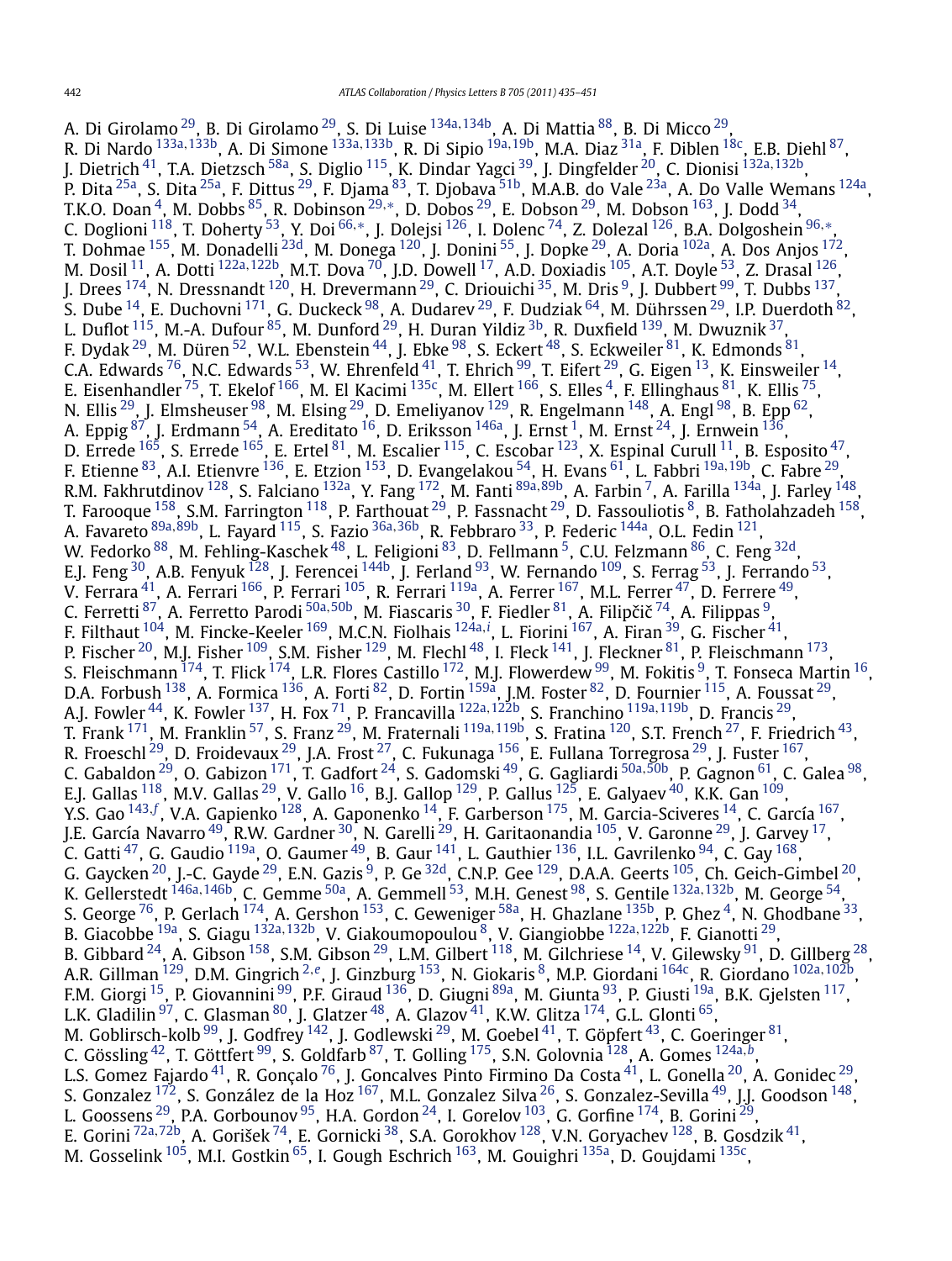A. Di Girolamo [29], B. Di Girolamo [29], S. Di Luise [134a,134b], A. Di Mattia [88], B. Di Micco [29], R. Di Nardo [133a,133b], A. Di Simone [133a,133b], R. Di Sipio [19a,19b], M.A. Diaz [31a], F. Diblen [18c], E.B. Diehl [87], J. Dietrich [41], T.A. Dietzsch [58a], S. Diglio [115], K. Dindar Yagci [39], J. Dingfelder [20], C. Dionisi [132a,132b], P. Dita [25a], S. Dita [25a], F. Dittus [29], F. Djama [83], T. Djobava [51b], M.A.B. do Vale [23a], A. Do Valle Wemans [124a], T.K.O. Doan [4], M. Dobbs [85], R. Dobinson [29,*], D. Dobos [29], E. Dobson [29], M. Dobson [163], J. Dodd [34], C. Doglioni [118], T. Doherty [53], Y. Doi [66,*], J. Dolejsi [126], I. Dolenc [74], Z. Dolezal [126], B.A. Dolgoshein [96,*], T. Dohmae [155], M. Donadelli [23d], M. Donega [120], J. Donini [55], J. Dopke [29], A. Doria [102a], A. Dos Anjos [172], M. Dosil [11], A. Dotti [122a,122b], M.T. Dova [70], J.D. Dowell [17], A.D. Doxiadis [105], A.T. Doyle [53], Z. Drasal [126], J. Drees [174], N. Dressnandt [120], H. Drevermann [29], C. Driouichi [35], M. Dris [9], J. Dubbert [99], T. Dubbs [137], S. Dube [14], E. Duchovni [171], G. Duckeck [98], A. Dudarev [29], F. Dudziak [64], M. Dührssen [29], I.P. Duerdoth [82], L. Duflot [115], M.-A. Dufour [85], M. Dunford [29], H. Duran Yildiz [3b], R. Duxfield [139], M. Dwuznik [37], F. Dydak [29], M. Düren [52], W.L. Ebenstein [44], J. Ebke [98], S. Eckert [48], S. Eckweiler [81], K. Edmonds [81], C.A. Edwards [76], N.C. Edwards [53], W. Ehrenfeld [41], T. Ehrich [99], T. Eifert [29], G. Eigen [13], K. Einsweiler [14], E. Eisenhandler [75], T. Ekelof [166], M. El Kacimi [135c], M. Ellert [166], S. Elles [4], F. Ellinghaus [81], K. Ellis [75], N. Ellis [29], J. Elmsheuser [98], M. Elsing [29], D. Emeliyanov [129], R. Engelmann [148], A. Engl [98], B. Epp [62], A. Eppig [87], J. Erdmann [54], A. Ereditato [16], D. Eriksson [146a], J. Ernst [1], M. Ernst [24], J. Ernwein [136], D. Errede [165], S. Errede [165], E. Ertel [81], M. Escalier [115], C. Escobar [123], X. Espinal Curull [11], B. Esposito [47], F. Etienne [83], A.I. Etienvre [136], E. Etzion [153], D. Evangelakou [54], H. Evans [61], L. Fabbri [19a,19b], C. Fabre [29], R.M. Fakhrutdinov [128], S. Falciano [132a], Y. Fang [172], M. Fanti [89a,89b], A. Farbin [7], A. Farilla [134a], J. Farley [148], T. Farooque [158], S.M. Farrington [118], P. Farthouat [29], P. Fassnacht [29], D. Fassouliotis [8], B. Fatholahzadeh [158], A. Favareto [89a,89b], L. Fayard [115], S. Fazio [36a,36b], R. Febbraro [33], P. Federic [144a], O.L. Fedin [121], W. Fedorko [88], M. Fehling-Kaschek [48], L. Feligioni [83], D. Fellmann [5], C.U. Felzmann [86], C. Feng [32d], E.J. Feng [30], A.B. Fenyuk [128], J. Ferencei [144b], J. Ferland [93], W. Fernando [109], S. Ferrag [53], J. Ferrando [53], V. Ferrara [41], A. Ferrari [166], P. Ferrari [105], R. Ferrari [119a], A. Ferrer [167], M.L. Ferrer [47], D. Ferrere [49], C. Ferretti [87], A. Ferretto Parodi [50a,50b], M. Fiascaris [30], F. Fiedler [81], A. Filipčič [74], A. Filippas [9], F. Filthaut [104], M. Fincke-Keeler [169], M.C.N. Fiolhais [124a,i], L. Fiorini [167], A. Firan [39], G. Fischer [41], P. Fischer [20], M.J. Fisher [109], S.M. Fisher [129], M. Flechl [48], I. Fleck [141], J. Fleckner [81], P. Fleischmann [173], S. Fleischmann [174], T. Flick [174], L.R. Flores Castillo [172], M.J. Flowerdew [99], M. Fokitis [9], T. Fonseca Martin [16], D.A. Forbush [138], A. Formica [136], A. Forti [82], D. Fortin [159a], J.M. Foster [82], D. Fournier [115], A. Foussat [29], A.J. Fowler [44], K. Fowler [137], H. Fox [71], P. Francavilla [122a,122b], S. Franchino [119a,119b], D. Francis [29], T. Frank [171], M. Franklin [57], S. Franz [29], M. Fraternali [119a,119b], S. Fratina [120], S.T. French [27], F. Friedrich [43], R. Froeschl [29], D. Froidevaux [29], J.A. Frost [27], C. Fukunaga [156], E. Fullana Torregrosa [29], J. Fuster [167], C. Gabaldon [29], O. Gabizon [171], T. Gadfort [24], S. Gadomski [49], G. Gagliardi [50a,50b], P. Gagnon [61], C. Galea [98], E.J. Gallas [118], M.V. Gallas [29], V. Gallo [16], B.J. Gallop [129], P. Gallus [125], E. Galyaev [40], K.K. Gan [109], Y.S. Gao [143,f], V.A. Gapienko [128], A. Gaponenko [14], F. Garberson [175], M. Garcia-Sciveres [14], C. García [167], J.E. García Navarro [49], R.W. Gardner [30], N. Garelli [29], H. Garitaonandia [105], V. Garonne [29], J. Garvey [17], C. Gatti [47], G. Gaudio [119a], O. Gaumer [49], B. Gaur [141], L. Gauthier [136], I.L. Gavrilenko [94], C. Gay [168], G. Gaycken [20], J.-C. Gayde [29], E.N. Gazis [9], P. Ge [32d], C.N.P. Gee [129], D.A.A. Geerts [105], Ch. Geich-Gimbel [20], K. Gellerstedt [146a,146b], C. Gemme [50a], A. Gemmell [53], M.H. Genest [98], S. Gentile [132a,132b], M. George [54], S. George [76], P. Gerlach [174], A. Gershon [153], C. Geweniger [58a], H. Ghazlane [135b], P. Ghez [4], N. Ghodbane [33], B. Giacobbe [19a], S. Giagu [132a,132b], V. Giakoumopoulou [8], V. Giangiobbe [122a,122b], F. Gianotti [29], B. Gibbard [24], A. Gibson [158], S.M. Gibson [29], L.M. Gilbert [118], M. Gilchriese [14], V. Gilewsky [91], D. Gillberg [28], A.R. Gillman [129], D.M. Gingrich [2,e], J. Ginzburg [153], N. Giokaris [8], M.P. Giordani [164c], R. Giordano [102a,102b], F.M. Giorgi [15], P. Giovannini [99], P.F. Giraud [136], D. Giugni [89a], M. Giunta [93], P. Giusti [19a], B.K. Gjelsten [117], L.K. Gladilin [97], C. Glasman [80], J. Glatzer [48], A. Glazov [41], K.W. Glitza [174], G.L. Glonti [65], M. Goblirsch-kolb [99], J. Godfrey [142], J. Godlewski [29], M. Goebel [41], T. Göpfert [43], C. Goeringer [81], C. Gössling [42], T. Göttfert [99], S. Goldfarb [87], T. Golling [175], S.N. Golovnia [128], A. Gomes [124a,b], L.S. Gomez Fajardo [41], R. Gonçalo [76], J. Goncalves Pinto Firmino Da Costa [41], L. Gonella [20], A. Gonidec [29], S. Gonzalez [172], S. González de la Hoz [167], M.L. Gonzalez Silva [26], S. Gonzalez-Sevilla [49], J.J. Goodson [148], L. Goossens [29], P.A. Gorbounov [95], H.A. Gordon [24], I. Gorelov [103], G. Gorfine [174], B. Gorini [29], E. Gorini [72a,72b], A. Gorišek [74], E. Gornicki [38], S.A. Gorokhov [128], V.N. Goryachev [128], B. Gosdzik [41], M. Gosselink [105], M.I. Gostkin [65], I. Gough Eschrich [163], M. Gouighri [135a], D. Goujdami [135c],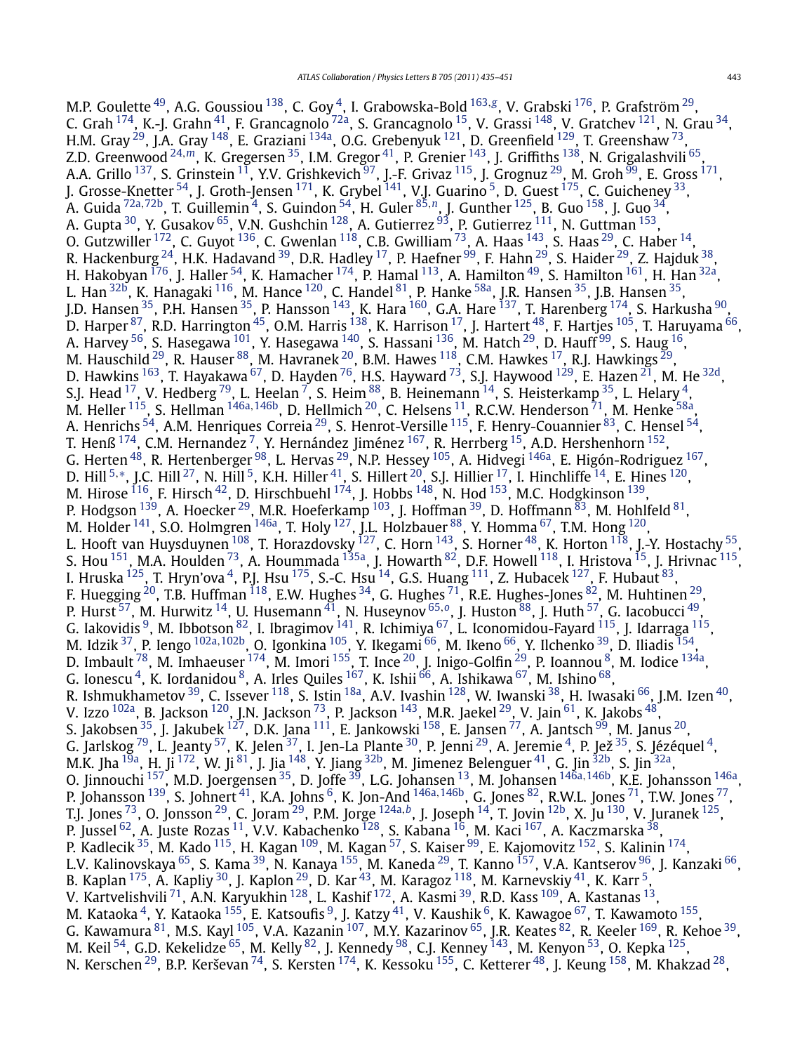M.P. Goulette[49], A.G. Goussiou[138], C. Goy[4], I. Grabowska-Bold[163,g], V. Grabski[176], P. Grafström[29], C. Grah[174], K.-J. Grahn[41], F. Grancagnolo[72a], S. Grancagnolo[15], V. Grassi[148], V. Gratchev[121], N. Grau[34], H.M. Gray[29], J.A. Gray[148], E. Graziani[134a], O.G. Grebenyuk[121], D. Greenfield[129], T. Greenshaw[73], Z.D. Greenwood[24,m], K. Gregersen[35], I.M. Gregor[41], P. Grenier[143], J. Griffiths[138], N. Grigalashvili[65], A.A. Grillo[137], S. Grinstein[11], Y.V. Grishkevich[97], J.-F. Grivaz[115], J. Grognuz[29], M. Groh[99], E. Gross[171], J. Grosse-Knetter[54], J. Groth-Jensen[171], K. Grybel[141], V.J. Guarino[5], D. Guest[175], C. Guicheney[33], A. Guida[72a,72b], T. Guillemin[4], S. Guindon[54], H. Guler[85,n], J. Gunther[125], B. Guo[158], J. Guo[34], A. Gupta[30], Y. Gusakov[65], V.N. Gushchin[128], A. Gutierrez[93], P. Gutierrez[111], N. Guttman[153], O. Gutzwiller[172], C. Guyot[136], C. Gwenlan[118], C.B. Gwilliam[73], A. Haas[143], S. Haas[29], C. Haber[14], R. Hackenburg[24], H.K. Hadavand[39], D.R. Hadley[17], P. Haefner[99], F. Hahn[29], S. Haider[29], Z. Hajduk[38], H. Hakobyan[176], J. Haller[54], K. Hamacher[174], P. Hamal[113], A. Hamilton[49], S. Hamilton[161], H. Han[32a], L. Han[32b], K. Hanagaki[116], M. Hance[120], C. Handel[81], P. Hanke[58a], J.R. Hansen[35], J.B. Hansen[35], J.D. Hansen[35], P.H. Hansen[35], P. Hansson[143], K. Hara[160], G.A. Hare[137], T. Harenberg[174], S. Harkusha[90], D. Harper[87], R.D. Harrington[45], O.M. Harris[138], K. Harrison[17], J. Hartert[48], F. Hartjes[105], T. Haruyama[66], A. Harvey[56], S. Hasegawa[101], Y. Hasegawa[140], S. Hassani[136], M. Hatch[29], D. Hauff[99], S. Haug[16], M. Hauschild[29], R. Hauser[88], M. Havranek[20], B.M. Hawes[118], C.M. Hawkes[17], R.J. Hawkings[29], D. Hawkins[163], T. Hayakawa[67], D. Hayden[76], H.S. Hayward[73], S.J. Haywood[129], E. Hazen[21], M. He[32d], S.J. Head[17], V. Hedberg[79], L. Heelan[7], S. Heim[88], B. Heinemann[14], S. Heisterkamp[35], L. Helary[4], M. Heller[115], S. Hellman[146a,146b], D. Hellmich[20], C. Helsens[11], R.C.W. Henderson[71], M. Henke[58a], A. Henrichs[54], A.M. Henriques Correia[29], S. Henrot-Versille[115], F. Henry-Couannier[83], C. Hensel[54], T. Henß[174], C.M. Hernandez[7], Y. Hernández Jiménez[167], R. Herrberg[15], A.D. Hershenhorn[152], G. Herten[48], R. Hertenberger[98], L. Hervas[29], N.P. Hessey[105], A. Hidvegi[146a], E. Higón-Rodriguez[167], D. Hill[5,*], J.C. Hill[27], N. Hill[5], K.H. Hiller[41], S. Hillert[20], S.J. Hillier[17], I. Hinchliffe[14], E. Hines[120], M. Hirose[116], F. Hirsch[42], D. Hirschbuehl[174], J. Hobbs[148], N. Hod[153], M.C. Hodgkinson[139], P. Hodgson[139], A. Hoecker[29], M.R. Hoeferkamp[103], J. Hoffman[39], D. Hoffmann[83], M. Hohlfeld[81], M. Holder[141], S.O. Holmgren[146a], T. Holy[127], J.L. Holzbauer[88], Y. Homma[67], T.M. Hong[120], L. Hooft van Huysduynen[108], T. Horazdovsky[127], C. Horn[143], S. Horner[48], K. Horton[118], J.-Y. Hostachy[55], S. Hou[151], M.A. Houlden[73], A. Hoummada[135a], J. Howarth[82], D.F. Howell[118], I. Hristova[15], J. Hrivnac[115], I. Hruska[125], T. Hryn'ova[4], P.J. Hsu[175], S.-C. Hsu[14], G.S. Huang[111], Z. Hubacek[127], F. Hubaut[83], F. Huegging[20], T.B. Huffman[118], E.W. Hughes[34], G. Hughes[71], R.E. Hughes-Jones[82], M. Huhtinen[29], P. Hurst[57], M. Hurwitz[14], U. Husemann[41], N. Huseynov[65,o], J. Huston[88], J. Huth[57], G. Iacobucci[49], G. Iakovidis[9], M. Ibbotson[82], I. Ibragimov[141], R. Ichimiya[67], L. Iconomidou-Fayard[115], J. Idarraga[115], M. Idzik[37], P. Iengo[102a,102b], O. Igonkina[105], Y. Ikegami[66], M. Ikeno[66], Y. Ilchenko[39], D. Iliadis[154], D. Imbault[78], M. Imhaeuser[174], M. Imori[155], T. Ince[20], J. Inigo-Golfin[29], P. Ioannou[8], M. Iodice[134a], G. Ionescu[4], K. Iordanidou[8], A. Irles Quiles[167], K. Ishii[66], A. Ishikawa[67], M. Ishino[68], R. Ishmukhametov[39], C. Issever[118], S. Istin[18a], A.V. Ivashin[128], W. Iwanski[38], H. Iwasaki[66], J.M. Izen[40], V. Izzo[102a], B. Jackson[120], J.N. Jackson[73], P. Jackson[143], M.R. Jaekel[29], V. Jain[61], K. Jakobs[48], S. Jakobsen[35], J. Jakubek[127], D.K. Jana[111], E. Jankowski[158], E. Jansen[77], A. Jantsch[99], M. Janus[20], G. Jarlskog[79], L. Jeanty[57], K. Jelen[37], I. Jen-La Plante[30], P. Jenni[29], A. Jeremie[4], P. Jež[35], S. Jézéquel[4], M.K. Jha[19a], H. Ji[172], W. Ji[81], J. Jia[148], Y. Jiang[32b], M. Jimenez Belenguer[41], G. Jin[32b], S. Jin[32a], O. Jinnouchi[157], M.D. Joergensen[35], D. Joffe[39], L.G. Johansen[13], M. Johansen[146a,146b], K.E. Johansson[146a], P. Johansson[139], S. Johnert[41], K.A. Johns[6], K. Jon-And[146a,146b], G. Jones[82], R.W.L. Jones[71], T.W. Jones[77], T.J. Jones[73], O. Jonsson[29], C. Joram[29], P.M. Jorge[124a,b], J. Joseph[14], T. Jovin[12b], X. Ju[130], V. Juranek[125], P. Jussel[62], A. Juste Rozas[11], V.V. Kabachenko[128], S. Kabana[16], M. Kaci[167], A. Kaczmarska[38], P. Kadlecik[35], M. Kado[115], H. Kagan[109], M. Kagan[57], S. Kaiser[99], E. Kajomovitz[152], S. Kalinin[174], L.V. Kalinovskaya[65], S. Kama[39], N. Kanaya[155], M. Kaneda[29], T. Kanno[157], V.A. Kantserov[96], J. Kanzaki[66], B. Kaplan[175], A. Kapliy[30], J. Kaplon[29], D. Kar[43], M. Karagoz[118], M. Karnevskiy[41], K. Karr[5], V. Kartvelishvili[71], A.N. Karyukhin[128], L. Kashif[172], A. Kasmi[39], R.D. Kass[109], A. Kastanas[13], M. Kataoka[4], Y. Kataoka[155], E. Katsoufis[9], J. Katzy[41], V. Kaushik[6], K. Kawagoe[67], T. Kawamoto[155], G. Kawamura[81], M.S. Kayl[105], V.A. Kazanin[107], M.Y. Kazarinov[65], J.R. Keates[82], R. Keeler[169], R. Kehoe[39], M. Keil[54], G.D. Kekelidze[65], M. Kelly[82], J. Kennedy[98], C.J. Kenney[143], M. Kenyon[53], O. Kepka[125], N. Kerschen[29], B.P. Kerševan[74], S. Kersten[174], K. Kessoku[155], C. Ketterer[48], J. Keung[158], M. Khakzad[28],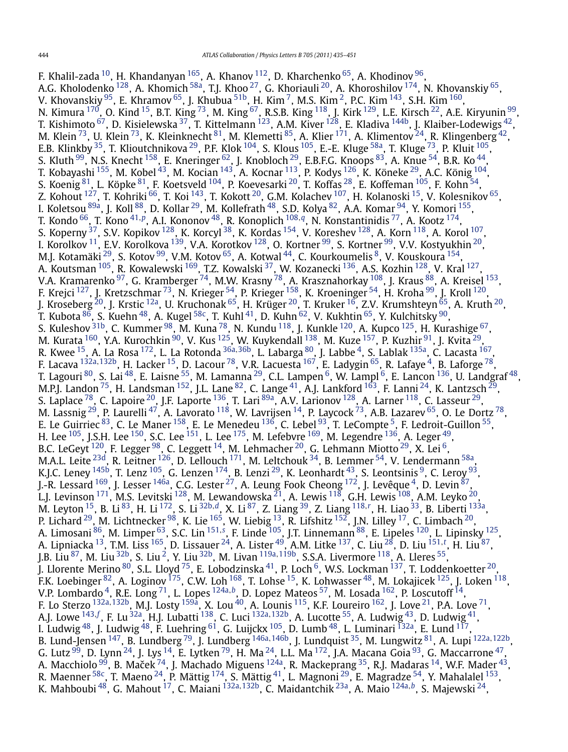F. Khalil-zada [10], H. Khandanyan [165], A. Khanov [112], D. Kharchenko [65], A. Khodinov [96], A.G. Kholodenko [128], A. Khomich [58a], T.J. Khoo [27], G. Khoriauli [20], A. Khoroshilov [174], N. Khovanskiy [65], V. Khovanskiy [95], E. Khramov [65], J. Khubua [51b], H. Kim [7], M.S. Kim [2], P.C. Kim [143], S.H. Kim [160], N. Kimura [170], O. Kind [15], B.T. King [73], M. King [67], R.S.B. King [118], J. Kirk [129], L.E. Kirsch [22], A.E. Kiryunin [99], T. Kishimoto [67], D. Kisielewska [37], T. Kittelmann [123], A.M. Kiver [128], E. Kladiva [144b], J. Klaiber-Lodewigs [42], M. Klein [73], U. Klein [73], K. Kleinknecht [81], M. Klemetti [85], A. Klier [171], A. Klimentov [24], R. Klingenberg [42], E.B. Klinkby [35], T. Klioutchnikova [29], P.F. Klok [104], S. Klous [105], E.-E. Kluge [58a], T. Kluge [73], P. Kluit [105], S. Kluth [99], N.S. Knecht [158], E. Kneringer [62], J. Knobloch [29], E.B.F.G. Knoops [83], A. Knue [54], B.R. Ko [44], T. Kobayashi [155], M. Kobel [43], M. Kocian [143], A. Kocnar [113], P. Kodys [126], K. Köneke [29], A.C. König [104], S. Koenig [81], L. Köpke [81], F. Koetsveld [104], P. Koevesarki [20], T. Koffas [28], E. Koffeman [105], F. Kohn [54], Z. Kohout [127], T. Kohriki [66], T. Koi [143], T. Kokott [20], G.M. Kolachev [107], H. Kolanoski [15], V. Kolesnikov [65], I. Koletsou [89a], J. Koll [88], D. Kollar [29], M. Kollefrath [48], S.D. Kolya [82], A.A. Komar [94], Y. Komori [155], T. Kondo [66], T. Kono [41,p], A.I. Kononov [48], R. Konoplich [108,q], N. Konstantinidis [77], A. Kootz [174], S. Koperny [37], S.V. Kopikov [128], K. Korcyl [38], K. Kordas [154], V. Koreshev [128], A. Korn [118], A. Korol [107], I. Korolkov [11], E.V. Korolkova [139], V.A. Korotkov [128], O. Kortner [99], S. Kortner [99], V.V. Kostyukhin [20], M.J. Kotamäki [29], S. Kotov [99], V.M. Kotov [65], A. Kotwal [44], C. Kourkoumelis [8], V. Kouskoura [154], A. Koutsman [105], R. Kowalewski [169], T.Z. Kowalski [37], W. Kozanecki [136], A.S. Kozhin [128], V. Kral [127], V.A. Kramarenko [97], G. Kramberger [74], M.W. Krasny [78], A. Krasznahorkay [108], J. Kraus [88], A. Kreisel [153], F. Krejci [127], J. Kretzschmar [73], N. Krieger [54], P. Krieger [158], K. Kroeninger [54], H. Kroha [99], J. Kroll [120], J. Kroseberg [20], J. Krstic [12a], U. Kruchonak [65], H. Krüger [20], T. Kruker [16], Z.V. Krumshteyn [65], A. Kruth [20], T. Kubota [86], S. Kuehn [48], A. Kugel [58c], T. Kuhl [41], D. Kuhn [62], V. Kukhtin [65], Y. Kulchitsky [90], S. Kuleshov [31b], C. Kummer [98], M. Kuna [78], N. Kundu [118], J. Kunkle [120], A. Kupco [125], H. Kurashige [67], M. Kurata [160], Y.A. Kurochkin [90], V. Kus [125], W. Kuykendall [138], M. Kuze [157], P. Kuzhir [91], J. Kvita [29], R. Kwee [15], A. La Rosa [172], L. La Rotonda [36a,36b], L. Labarga [80], J. Labbe [4], S. Lablak [135a], C. Lacasta [167], F. Lacava [132a,132b], H. Lacker [15], D. Lacour [78], V.R. Lacuesta [167], E. Ladygin [65], R. Lafaye [4], B. Laforge [78], T. Lagouri [80], S. Lai [48], E. Laisne [55], M. Lamanna [29], C.L. Lampen [6], W. Lampl [6], E. Lancon [136], U. Landgraf [48], M.P.J. Landon [75], H. Landsman [152], J.L. Lane [82], C. Lange [41], A.J. Lankford [163], F. Lanni [24], K. Lantzsch [29], S. Laplace [78], C. Lapoire [20], J.F. Laporte [136], T. Lari [89a], A.V. Larionov [128], A. Larner [118], C. Lasseur [29], M. Lassnig [29], P. Laurelli [47], A. Lavorato [118], W. Lavrijsen [14], P. Laycock [73], A.B. Lazarev [65], O. Le Dortz [78], E. Le Guirriec [83], C. Le Maner [158], E. Le Menedeu [136], C. Lebel [93], T. LeCompte [5], F. Ledroit-Guillon [55], H. Lee [105], J.S.H. Lee [150], S.C. Lee [151], L. Lee [175], M. Lefebvre [169], M. Legendre [136], A. Leger [49], B.C. LeGeyt [120], F. Legger [98], C. Leggett [14], M. Lehmacher [20], G. Lehmann Miotto [29], X. Lei [6], M.A.L. Leite [23d], R. Leitner [126], D. Lellouch [171], M. Leltchouk [34], B. Lemmer [54], V. Lendermann [58a], K.J.C. Leney [145b], T. Lenz [105], G. Lenzen [174], B. Lenzi [29], K. Leonhardt [43], S. Leontsinis [9], C. Leroy [93], J.-R. Lessard [169], J. Lesser [146a], C.G. Lester [27], A. Leung Fook Cheong [172], J. Levêque [4], D. Levin [87], L.J. Levinson [171], M.S. Levitski [128], M. Lewandowska [21], A. Lewis [118], G.H. Lewis [108], A.M. Leyko [20], M. Leyton [15], B. Li [83], H. Li [172], S. Li [32b,d], X. Li [87], Z. Liang [39], Z. Liang [118,r], H. Liao [33], B. Liberti [133a], P. Lichard [29], M. Lichtnecker [98], K. Lie [165], W. Liebig [13], R. Lifshitz [152], J.N. Lilley [17], C. Limbach [20], A. Limosani [86], M. Limper [63], S.C. Lin [151,s], F. Linde [105], J.T. Linnemann [88], E. Lipeles [120], L. Lipinsky [125], A. Lipniacka [13], T.M. Liss [165], D. Lissauer [24], A. Lister [49], A.M. Litke [137], C. Liu [28], D. Liu [151,t], H. Liu [87], J.B. Liu [87], M. Liu [32b], S. Liu [2], Y. Liu [32b], M. Livan [119a,119b], S.S.A. Livermore [118], A. Lleres [55], J. Llorente Merino [80], S.L. Lloyd [75], E. Lobodzinska [41], P. Loch [6], W.S. Lockman [137], T. Loddenkoetter [20], F.K. Loebinger [82], A. Loginov [175], C.W. Loh [168], T. Lohse [15], K. Lohwasser [48], M. Lokajicek [125], J. Loken [118], V.P. Lombardo [4], R.E. Long [71], L. Lopes [124a,b], D. Lopez Mateos [57], M. Losada [162], P. Loscutoff [14], F. Lo Sterzo [132a,132b], M.J. Losty [159a], X. Lou [40], A. Lounis [115], K.F. Loureiro [162], J. Love [21], P.A. Love [71], A.J. Lowe [143,f], F. Lu [32a], H.J. Lubatti [138], C. Luci [132a,132b], A. Lucotte [55], A. Ludwig [43], D. Ludwig [41], I. Ludwig [48], J. Ludwig [48], F. Luehring [61], G. Luijckx [105], D. Lumb [48], L. Luminari [132a], E. Lund [117], B. Lund-Jensen [147], B. Lundberg [79], J. Lundberg [146a,146b], J. Lundquist [35], M. Lungwitz [81], A. Lupi [122a,122b], G. Lutz [99], D. Lynn [24], J. Lys [14], E. Lytken [79], H. Ma [24], L.L. Ma [172], J.A. Macana Goia [93], G. Maccarrone [47], A. Macchiolo [99], B. Maček [74], J. Machado Miguens [124a], R. Mackeprang [35], R.J. Madaras [14], W.F. Mader [43], R. Maenner [58c], T. Maeno [24], P. Mättig [174], S. Mättig [41], L. Magnoni [29], E. Magradze [54], Y. Mahalalel [153], K. Mahboubi [48], G. Mahout [17], C. Maiani [132a,132b], C. Maidantchik [23a], A. Maio [124a,b], S. Majewski [24],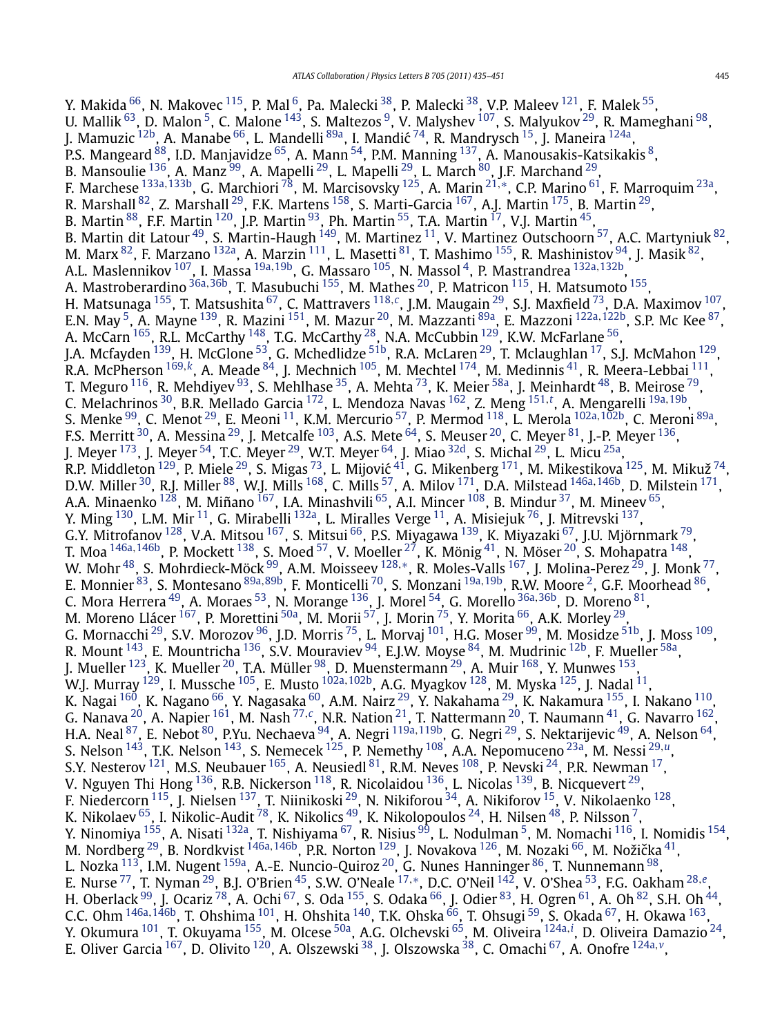Y. Makida [66], N. Makovec [115], P. Mal [6], Pa. Malecki [38], P. Malecki [38], V.P. Maleev [121], F. Malek [55], U. Mallik [63], D. Malon [5], C. Malone [143], S. Maltezos [9], V. Malyshev [107], S. Malyukov [29], R. Mameghani [98], J. Mamuzic [12b], A. Manabe [66], L. Mandelli [89a], I. Mandić [74], R. Mandrysch [15], J. Maneira [124a], P.S. Mangeard [88], I.D. Manjavidze [65], A. Mann [54], P.M. Manning [137], A. Manousakis-Katsikakis [8], B. Mansoulie [136], A. Manz [99], A. Mapelli [29], L. Mapelli [29], L. March [80], J.F. Marchand [29], F. Marchese [133a,133b], G. Marchiori [78], M. Marcisovsky [125], A. Marin [21,*], C.P. Marino [61], F. Marroquim [23a], R. Marshall [82], Z. Marshall [29], F.K. Martens [158], S. Marti-Garcia [167], A.J. Martin [175], B. Martin [29], B. Martin [88], F.F. Martin [120], J.P. Martin [93], Ph. Martin [55], T.A. Martin [17], V.J. Martin [45], B. Martin dit Latour [49], S. Martin-Haugh [149], M. Martinez [11], V. Martinez Outschoorn [57], A.C. Martyniuk [82], M. Marx [82], F. Marzano [132a], A. Marzin [111], L. Masetti [81], T. Mashimo [155], R. Mashinistov [94], J. Masik [82], A.L. Maslennikov [107], I. Massa [19a,19b], G. Massaro [105], N. Massol [4], P. Mastrandrea [132a,132b], A. Mastroberardino [36a,36b], T. Masubuchi [155], M. Mathes [20], P. Matricon [115], H. Matsumoto [155], H. Matsunaga [155], T. Matsushita [67], C. Mattravers [118,c], J.M. Maugain [29], S.J. Maxfield [73], D.A. Maximov [107], E.N. May [5], A. Mayne [139], R. Mazini [151], M. Mazur [20], M. Mazzanti [89a], E. Mazzoni [122a,122b], S.P. Mc Kee [87], A. McCarn [165], R.L. McCarthy [148], T.G. McCarthy [28], N.A. McCubbin [129], K.W. McFarlane [56], J.A. Mcfayden [139], H. McGlone [53], G. Mchedlidze [51b], R.A. McLaren [29], T. Mclaughlan [17], S.J. McMahon [129], R.A. McPherson [169,k], A. Meade [84], J. Mechnich [105], M. Mechtel [174], M. Medinnis [41], R. Meera-Lebbai [111], T. Meguro [116], R. Mehdiyev [93], S. Mehlhase [35], A. Mehta [73], K. Meier [58a], J. Meinhardt [48], B. Meirose [79], C. Melachrinos [30], B.R. Mellado Garcia [172], L. Mendoza Navas [162], Z. Meng [151,t], A. Mengarelli [19a,19b], S. Menke [99], C. Menot [29], E. Meoni [11], K.M. Mercurio [57], P. Mermod [118], L. Merola [102a,102b], C. Meroni [89a], F.S. Merritt [30], A. Messina [29], J. Metcalfe [103], A.S. Mete [64], S. Meuser [20], C. Meyer [81], J.-P. Meyer [136], J. Meyer [173], J. Meyer [54], T.C. Meyer [29], W.T. Meyer [64], J. Miao [32d], S. Michal [29], L. Micu [25a], R.P. Middleton [129], P. Miele [29], S. Migas [73], L. Mijović [41], G. Mikenberg [171], M. Mikestikova [125], M. Mikuž [74], D.W. Miller [30], R.J. Miller [88], W.J. Mills [168], C. Mills [57], A. Milov [171], D.A. Milstead [146a,146b], D. Milstein [171], A.A. Minaenko [128], M. Miñano [167], I.A. Minashvili [65], A.I. Mincer [108], B. Mindur [37], M. Mineev [65], Y. Ming [130], L.M. Mir [11], G. Mirabelli [132a], L. Miralles Verge [11], A. Misiejuk [76], J. Mitrevski [137], G.Y. Mitrofanov [128], V.A. Mitsou [167], S. Mitsui [66], P.S. Miyagawa [139], K. Miyazaki [67], J.U. Mjörnmark [79], T. Moa [146a,146b], P. Mockett [138], S. Moed [57], V. Moeller [27], K. Mönig [41], N. Möser [20], S. Mohapatra [148], W. Mohr [48], S. Mohrdieck-Möck [99], A.M. Moisseev [128,*], R. Moles-Valls [167], J. Molina-Perez [29], J. Monk [77], E. Monnier [83], S. Montesano [89a,89b], F. Monticelli [70], S. Monzani [19a,19b], R.W. Moore [2], G.F. Moorhead [86], C. Mora Herrera [49], A. Moraes [53], N. Morange [136], J. Morel [54], G. Morello [36a,36b], D. Moreno [81], M. Moreno Llácer [167], P. Morettini [50a], M. Morii [57], J. Morin [75], Y. Morita [66], A.K. Morley [29], G. Mornacchi [29], S.V. Morozov [96], J.D. Morris [75], L. Morvaj [101], H.G. Moser [99], M. Mosidze [51b], J. Moss [109], R. Mount [143], E. Mountricha [136], S.V. Mouraviev [94], E.J.W. Moyse [84], M. Mudrinic [12b], F. Mueller [58a], J. Mueller [123], K. Mueller [20], T.A. Müller [98], D. Muenstermann [29], A. Muir [168], Y. Munwes [153], W.J. Murray [129], I. Mussche [105], E. Musto [102a,102b], A.G. Myagkov [128], M. Myska [125], J. Nadal [11], K. Nagai [160], K. Nagano [66], Y. Nagasaka [60], A.M. Nairz [29], Y. Nakahama [29], K. Nakamura [155], I. Nakano [110], G. Nanava [20], A. Napier [161], M. Nash [77,c], N.R. Nation [21], T. Nattermann [20], T. Naumann [41], G. Navarro [162], H.A. Neal [87], E. Nebot [80], P.Yu. Nechaeva [94], A. Negri [119a,119b], G. Negri [29], S. Nektarijevic [49], A. Nelson [64], S. Nelson [143], T.K. Nelson [143], S. Nemecek [125], P. Nemethy [108], A.A. Nepomuceno [23a], M. Nessi [29,u], S.Y. Nesterov [121], M.S. Neubauer [165], A. Neusiedl [81], R.M. Neves [108], P. Nevski [24], P.R. Newman [17], V. Nguyen Thi Hong [136], R.B. Nickerson [118], R. Nicolaidou [136], L. Nicolas [139], B. Nicquevert [29], F. Niedercorn [115], J. Nielsen [137], T. Niinikoski [29], N. Nikiforou [34], A. Nikiforov [15], V. Nikolaenko [128], K. Nikolaev [65], I. Nikolic-Audit [78], K. Nikolics [49], K. Nikolopoulos [24], H. Nilsen [48], P. Nilsson [7], Y. Ninomiya [155], A. Nisati [132a], T. Nishiyama [67], R. Nisius [99], L. Nodulman [5], M. Nomachi [116], I. Nomidis [154], M. Nordberg [29], B. Nordkvist [146a,146b], P.R. Norton [129], J. Novakova [126], M. Nozaki [66], M. Nožička [41], L. Nozka [113], I.M. Nugent [159a], A.-E. Nuncio-Quiroz [20], G. Nunes Hanninger [86], T. Nunnemann [98], E. Nurse [77], T. Nyman [29], B.J. O'Brien [45], S.W. O'Neale [17,*], D.C. O'Neil [142], V. O'Shea [53], F.G. Oakham [28,e], H. Oberlack [99], J. Ocariz [78], A. Ochi [67], S. Oda [155], S. Odaka [66], J. Odier [83], H. Ogren [61], A. Oh [82], S.H. Oh [44], C.C. Ohm [146a,146b], T. Ohshima [101], H. Ohshita [140], T.K. Ohska [66], T. Ohsugi [59], S. Okada [67], H. Okawa [163], Y. Okumura [101], T. Okuyama [155], M. Olcese [50a], A.G. Olchevski [65], M. Oliveira [124a,i], D. Oliveira Damazio [24], E. Oliver Garcia [167], D. Olivito [120], A. Olszewski [38], J. Olszowska [38], C. Omachi [67], A. Onofre [124a,v],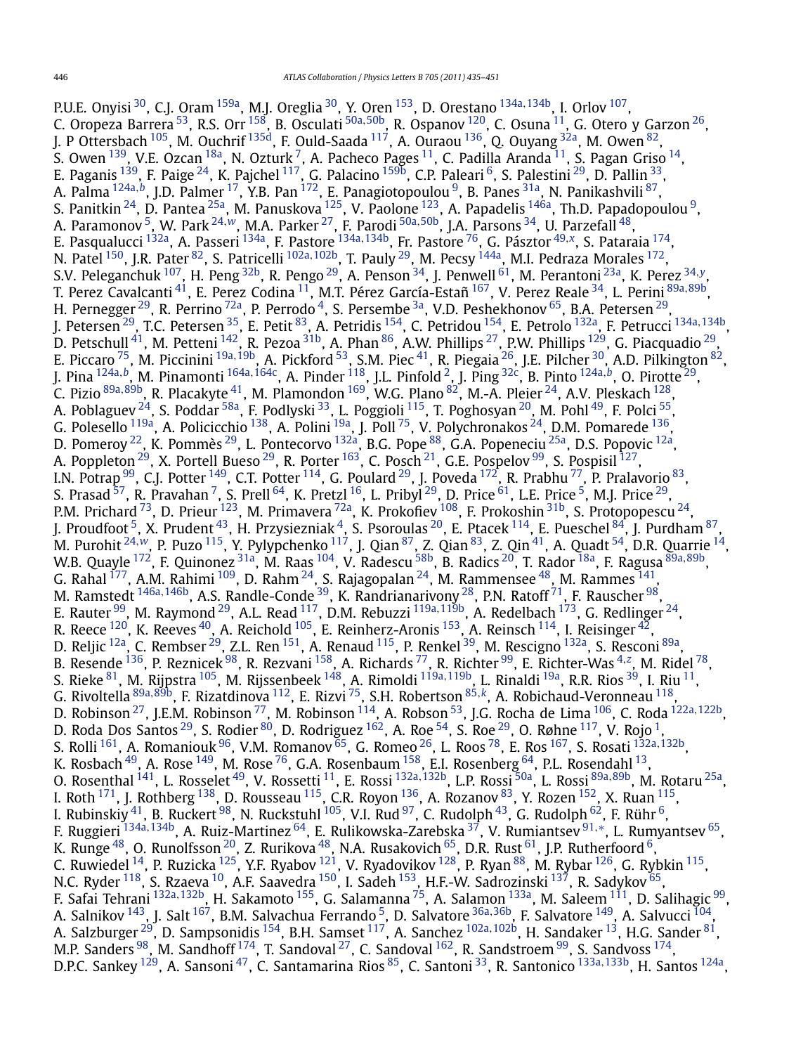P.U.E. Onyisi [30], C.J. Oram [159a], M.J. Oreglia [30], Y. Oren [153], D. Orestano [134a,134b], I. Orlov [107], C. Oropeza Barrera [53], R.S. Orr [158], B. Osculati [50a,50b], R. Ospanov [120], C. Osuna [11], G. Otero y Garzon [26], J. P Ottersbach [105], M. Ouchrif [135d], F. Ould-Saada [117], A. Ouraou [136], Q. Ouyang [32a], M. Owen [82], S. Owen [139], V.E. Ozcan [18a], N. Ozturk [7], A. Pacheco Pages [11], C. Padilla Aranda [11], S. Pagan Griso [14], E. Paganis [139], F. Paige [24], K. Pajchel [117], G. Palacino [159b], C.P. Paleari [6], S. Palestini [29], D. Pallin [33], A. Palma [124a,b], J.D. Palmer [17], Y.B. Pan [172], E. Panagiotopoulou [9], B. Panes [31a], N. Panikashvili [87], S. Panitkin [24], D. Pantea [25a], M. Panuskova [125], V. Paolone [123], A. Papadelis [146a], Th.D. Papadopoulou [9], A. Paramonov [5], W. Park [24,w], M.A. Parker [27], F. Parodi [50a,50b], J.A. Parsons [34], U. Parzefall [48], E. Pasqualucci [132a], A. Passeri [134a], F. Pastore [134a,134b], Fr. Pastore [76], G. Pásztor [49,x], S. Pataraia [174], N. Patel [150], J.R. Pater [82], S. Patricelli [102a,102b], T. Pauly [29], M. Pecsy [144a], M.I. Pedraza Morales [172], S.V. Peleganchuk [107], H. Peng [32b], R. Pengo [29], A. Penson [34], J. Penwell [61], M. Perantoni [23a], K. Perez [34,y], T. Perez Cavalcanti [41], E. Perez Codina [11], M.T. Pérez García-Estañ [167], V. Perez Reale [34], L. Perini [89a,89b], H. Pernegger [29], R. Perrino [72a], P. Perrodo [4], S. Persembe [3a], V.D. Peshekhonov [65], B.A. Petersen [29], J. Petersen [29], T.C. Petersen [35], E. Petit [83], A. Petridis [154], C. Petridou [154], E. Petrolo [132a], F. Petrucci [134a,134b], D. Petschull [41], M. Petteni [142], R. Pezoa [31b], A. Phan [86], A.W. Phillips [27], P.W. Phillips [129], G. Piacquadio [29], E. Piccaro [75], M. Piccinini [19a,19b], A. Pickford [53], S.M. Piec [41], R. Piegaia [26], J.E. Pilcher [30], A.D. Pilkington [82], J. Pina [124a,b], M. Pinamonti [164a,164c], A. Pinder [118], J.L. Pinfold [2], J. Ping [32c], B. Pinto [124a,b], O. Pirotte [29], C. Pizio [89a,89b], R. Placakyte [41], M. Plamondon [169], W.G. Plano [82], M.-A. Pleier [24], A.V. Pleskach [128], A. Poblaguev [24], S. Poddar [58a], F. Podlyski [33], L. Poggioli [115], T. Poghosyan [20], M. Pohl [49], F. Polci [55], G. Polesello [119a], A. Policicchio [138], A. Polini [19a], J. Poll [75], V. Polychronakos [24], D.M. Pomarede [136], D. Pomeroy [22], K. Pommès [29], L. Pontecorvo [132a], B.G. Pope [88], G.A. Popeneciu [25a], D.S. Popovic [12a], A. Poppleton [29], X. Portell Bueso [29], R. Porter [163], C. Posch [21], G.E. Pospelov [99], S. Pospisil [127], I.N. Potrap [99], C.J. Potter [149], C.T. Potter [114], G. Poulard [29], J. Poveda [172], R. Prabhu [77], P. Pralavorio [83], S. Prasad [57], R. Pravahan [7], S. Prell [64], K. Pretzl [16], L. Pribyl [29], D. Price [61], L.E. Price [5], M.J. Price [29], P.M. Prichard [73], D. Prieur [123], M. Primavera [72a], K. Prokofiev [108], F. Prokoshin [31b], S. Protopopescu [24], J. Proudfoot [5], X. Prudent [43], H. Przysiezniak [4], S. Psoroulas [20], E. Ptacek [114], E. Pueschel [84], J. Purdham [87], M. Purohit [24,w], P. Puzo [115], Y. Pylypchenko [117], J. Qian [87], Z. Qian [83], Z. Qin [41], A. Quadt [54], D.R. Quarrie [14], W.B. Quayle [172], F. Quinonez [31a], M. Raas [104], V. Radescu [58b], B. Radics [20], T. Rador [18a], F. Ragusa [89a,89b], G. Rahal [177], A.M. Rahimi [109], D. Rahm [24], S. Rajagopalan [24], M. Rammensee [48], M. Rammes [141], M. Ramstedt [146a,146b], A.S. Randle-Conde [39], K. Randrianarivony [28], P.N. Ratoff [71], F. Rauscher [98], E. Rauter [99], M. Raymond [29], A.L. Read [117], D.M. Rebuzzi [119a,119b], A. Redelbach [173], G. Redlinger [24], R. Reece [120], K. Reeves [40], A. Reichold [105], E. Reinherz-Aronis [153], A. Reinsch [114], I. Reisinger [42], D. Reljic [12a], C. Rembser [29], Z.L. Ren [151], A. Renaud [115], P. Renkel [39], M. Rescigno [132a], S. Resconi [89a], B. Resende [136], P. Reznicek [98], R. Rezvani [158], A. Richards [77], R. Richter [99], E. Richter-Was [4,z], M. Ridel [78], S. Rieke [81], M. Rijpstra [105], M. Rijssenbeek [148], A. Rimoldi [119a,119b], L. Rinaldi [19a], R.R. Rios [39], I. Riu [11], G. Rivoltella [89a,89b], F. Rizatdinova [112], E. Rizvi [75], S.H. Robertson [85,k], A. Robichaud-Veronneau [118], D. Robinson [27], J.E.M. Robinson [77], M. Robinson [114], A. Robson [53], J.G. Rocha de Lima [106], C. Roda [122a,122b], D. Roda Dos Santos [29], S. Rodier [80], D. Rodriguez [162], A. Roe [54], S. Roe [29], O. Røhne [117], V. Rojo [1], S. Rolli [161], A. Romaniouk [96], V.M. Romanov [65], G. Romeo [26], L. Roos [78], E. Ros [167], S. Rosati [132a,132b], K. Rosbach [49], A. Rose [149], M. Rose [76], G.A. Rosenbaum [158], E.I. Rosenberg [64], P.L. Rosendahl [13], O. Rosenthal [141], L. Rosselet [49], V. Rossetti [11], E. Rossi [132a,132b], L.P. Rossi [50a], L. Rossi [89a,89b], M. Rotaru [25a], I. Roth [171], J. Rothberg [138], D. Rousseau [115], C.R. Royon [136], A. Rozanov [83], Y. Rozen [152], X. Ruan [115], I. Rubinskiy [41], B. Ruckert [98], N. Ruckstuhl [105], V.I. Rud [97], C. Rudolph [43], G. Rudolph [62], F. Rühr [6], F. Ruggieri [134a,134b], A. Ruiz-Martinez [64], E. Rulikowska-Zarebska [37], V. Rumiantsev [91,*], L. Rumyantsev [65], K. Runge [48], O. Runolfsson [20], Z. Rurikova [48], N.A. Rusakovich [65], D.R. Rust [61], J.P. Rutherfoord [6], C. Ruwiedel [14], P. Ruzicka [125], Y.F. Ryabov [121], V. Ryadovikov [128], P. Ryan [88], M. Rybar [126], G. Rybkin [115], N.C. Ryder [118], S. Rzaeva [10], A.F. Saavedra [150], I. Sadeh [153], H.F.-W. Sadrozinski [137], R. Sadykov [65], F. Safai Tehrani [132a,132b], H. Sakamoto [155], G. Salamanna [75], A. Salamon [133a], M. Saleem [111], D. Salihagic [99], A. Salnikov [143], J. Salt [167], B.M. Salvachua Ferrando [5], D. Salvatore [36a,36b], F. Salvatore [149], A. Salvucci [104], A. Salzburger [29], D. Sampsonidis [154], B.H. Samset [117], A. Sanchez [102a,102b], H. Sandaker [13], H.G. Sander [81], M.P. Sanders [98], M. Sandhoff [174], T. Sandoval [27], C. Sandoval [162], R. Sandstroem [99], S. Sandvoss [174], D.P.C. Sankey [129], A. Sansoni [47], C. Santamarina Rios [85], C. Santoni [33], R. Santonico [133a,133b], H. Santos [124a],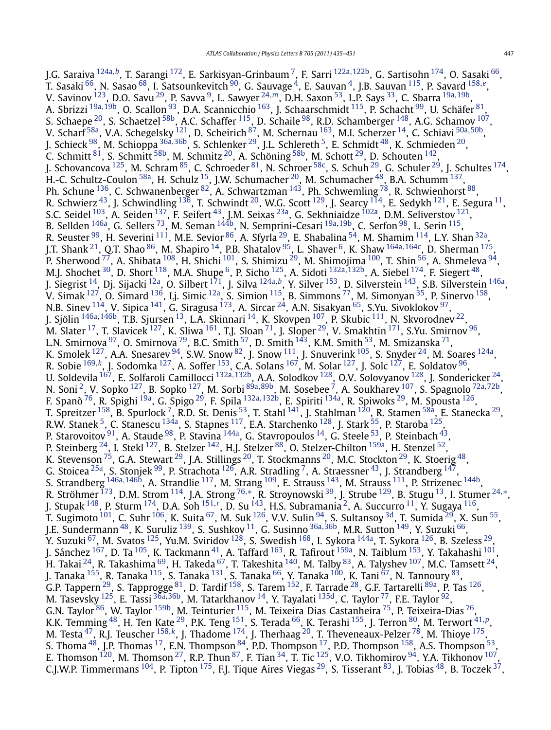J.G. Saraiva [124a,b], T. Sarangi [172], E. Sarkisyan-Grinbaum [7], F. Sarri [122a,122b], G. Sartisohn [174], O. Sasaki [66], T. Sasaki [66], N. Sasao [68], I. Satsounkevitch [90], G. Sauvage [4], E. Sauvan [4], J.B. Sauvan [115], P. Savard [158,e], V. Savinov [123], D.O. Savu [29], P. Savva [9], L. Sawyer [24,m], D.H. Saxon [53], L.P. Says [33], C. Sbarra [19a,19b], A. Sbrizzi [19a,19b], O. Scallon [93], D.A. Scannicchio [163], J. Schaarschmidt [115], P. Schacht [99], U. Schäfer [81], S. Schaepe [20], S. Schaetzel [58b], A.C. Schaffer [115], D. Schaile [98], R.D. Schamberger [148], A.G. Schamov [107], V. Scharf [58a], V.A. Schegelsky [121], D. Scheirich [87], M. Schernau [163], M.I. Scherzer [14], C. Schiavi [50a,50b], J. Schieck [98], M. Schioppa [36a,36b], S. Schlenker [29], J.L. Schlereth [5], E. Schmidt [48], K. Schmieden [20], C. Schmitt [81], S. Schmitt [58b], M. Schmitz [20], A. Schöning [58b], M. Schott [29], D. Schouten [142], J. Schovancova [125], M. Schram [85], C. Schroeder [81], N. Schroer [58c], S. Schuh [29], G. Schuler [29], J. Schultes [174], H.-C. Schultz-Coulon [58a], H. Schulz [15], J.W. Schumacher [20], M. Schumacher [48], B.A. Schumm [137], Ph. Schune [136], C. Schwanenberger [82], A. Schwartzman [143], Ph. Schwemling [78], R. Schwienhorst [88], R. Schwierz [43], J. Schwindling [136], T. Schwindt [20], W.G. Scott [129], J. Searcy [114], E. Sedykh [121], E. Segura [11], S.C. Seidel [103], A. Seiden [137], F. Seifert [43], J.M. Seixas [23a], G. Sekhniaidze [102a], D.M. Seliverstov [121], B. Sellden [146a], G. Sellers [73], M. Seman [144b], N. Semprini-Cesari [19a,19b], C. Serfon [98], L. Serin [115], R. Seuster [99], H. Severini [111], M.E. Sevior [86], A. Sfyrla [29], E. Shabalina [54], M. Shamim [114], L.Y. Shan [32a], J.T. Shank [21], Q.T. Shao [86], M. Shapiro [14], P.B. Shatalov [95], L. Shaver [6], K. Shaw [164a,164c], D. Sherman [175], P. Sherwood [77], A. Shibata [108], H. Shichi [101], S. Shimizu [29], M. Shimojima [100], T. Shin [56], A. Shmeleva [94], M.J. Shochet [30], D. Short [118], M.A. Shupe [6], P. Sicho [125], A. Sidoti [132a,132b], A. Siebel [174], F. Siegert [48], J. Siegrist [14], Dj. Sijacki [12a], O. Silbert [171], J. Silva [124a,b], Y. Silver [153], D. Silverstein [143], S.B. Silverstein [146a], V. Simak [127], O. Simard [136], Lj. Simic [12a], S. Simion [115], B. Simmons [77], M. Simonyan [35], P. Sinervo [158], N.B. Sinev [114], V. Sipica [141], G. Siragusa [173], A. Sircar [24], A.N. Sisakyan [65], S.Yu. Sivoklokov [97], J. Sjölin [146a,146b], T.B. Sjursen [13], L.A. Skinnari [14], K. Skovpen [107], P. Skubic [111], N. Skvorodnev [22], M. Slater [17], T. Slavicek [127], K. Sliwa [161], T.J. Sloan [71], J. Sloper [29], V. Smakhtin [171], S.Yu. Smirnov [96], L.N. Smirnova [97], O. Smirnova [79], B.C. Smith [57], D. Smith [143], K.M. Smith [53], M. Smizanska [71], K. Smolek [127], A.A. Snesarev [94], S.W. Snow [82], J. Snow [111], J. Snuverink [105], S. Snyder [24], M. Soares [124a], R. Sobie [169,k], J. Sodomka [127], A. Soffer [153], C.A. Solans [167], M. Solar [127], J. Solc [127], E. Soldatov [96], U. Soldevila [167], E. Solfaroli Camillocci [132a,132b], A.A. Solodkov [128], O.V. Solovyanov [128], J. Sondericker [24], N. Soni [2], V. Sopko [127], B. Sopko [127], M. Sorbi [89a,89b], M. Sosebee [7], A. Soukharev [107], S. Spagnolo [72a,72b], F. Spanò [76], R. Spighi [19a], G. Spigo [29], F. Spila [132a,132b], E. Spiriti [134a], R. Spiwoks [29], M. Spousta [126], T. Spreitzer [158], B. Spurlock [7], R.D. St. Denis [53], T. Stahl [141], J. Stahlman [120], R. Stamen [58a], E. Stanecka [29], R.W. Stanek [5], C. Stanescu [134a], S. Stapnes [117], E.A. Starchenko [128], J. Stark [55], P. Staroba [125], P. Starovoitov [91], A. Staude [98], P. Stavina [144a], G. Stavropoulos [14], G. Steele [53], P. Steinbach [43], P. Steinberg [24], I. Stekl [127], B. Stelzer [142], H.J. Stelzer [88], O. Stelzer-Chilton [159a], H. Stenzel [52], K. Stevenson [75], G.A. Stewart [29], J.A. Stillings [20], T. Stockmanns [20], M.C. Stockton [29], K. Stoerig [48], G. Stoicea [25a], S. Stonjek [99], P. Strachota [126], A.R. Stradling [7], A. Straessner [43], J. Strandberg [147], S. Strandberg [146a,146b], A. Strandlie [117], M. Strang [109], E. Strauss [143], M. Strauss [111], P. Strizenec [144b], R. Ströhmer [173], D.M. Strom [114], J.A. Strong [76,*], R. Stroynowski [39], J. Strube [129], B. Stugu [13], I. Stumer [24,*], J. Stupak [148], P. Sturm [174], D.A. Soh [151,r], D. Su [143], H.S. Subramania [2], A. Succurro [11], Y. Sugaya [116], T. Sugimoto [101], C. Suhr [106], K. Suita [67], M. Suk [126], V.V. Sulin [94], S. Sultansoy [3d], T. Sumida [29], X. Sun [55], J.E. Sundermann [48], K. Suruliz [139], S. Sushkov [11], G. Susinno [36a,36b], M.R. Sutton [149], Y. Suzuki [66], Y. Suzuki [67], M. Svatos [125], Yu.M. Sviridov [128], S. Swedish [168], I. Sykora [144a], T. Sykora [126], B. Szeless [29], J. Sánchez [167], D. Ta [105], K. Tackmann [41], A. Taffard [163], R. Tafirout [159a], N. Taiblum [153], Y. Takahashi [101], H. Takai [24], R. Takashima [69], H. Takeda [67], T. Takeshita [140], M. Talby [83], A. Talyshev [107], M.C. Tamsett [24], J. Tanaka [155], R. Tanaka [115], S. Tanaka [131], S. Tanaka [66], Y. Tanaka [100], K. Tani [67], N. Tannoury [83], G.P. Tappern [29], S. Tapprogge [81], D. Tardif [158], S. Tarem [152], F. Tarrade [28], G.F. Tartarelli [89a], P. Tas [126], M. Tasevsky [125], E. Tassi [36a,36b], M. Tatarkhanov [14], Y. Tayalati [135d], C. Taylor [77], F.E. Taylor [92], G.N. Taylor [86], W. Taylor [159b], M. Teinturier [115], M. Teixeira Dias Castanheira [75], P. Teixeira-Dias [76], K.K. Temming [48], H. Ten Kate [29], P.K. Teng [151], S. Terada [66], K. Terashi [155], J. Terron [80], M. Terwort [41,p], M. Testa [47], R.J. Teuscher [158,k], J. Thadome [174], J. Therhaag [20], T. Theveneaux-Pelzer [78], M. Thioye [175], S. Thoma [48], J.P. Thomas [17], E.N. Thompson [84], P.D. Thompson [17], P.D. Thompson [158], A.S. Thompson [53], E. Thomson [120], M. Thomson [27], R.P. Thun [87], F. Tian [34], T. Tic [125], V.O. Tikhomirov [94], Y.A. Tikhonov [107], C.J.W.P. Timmermans [104], P. Tipton [175], F.J. Tique Aires Viegas [29], S. Tisserant [83], J. Tobias [48], B. Toczek [37],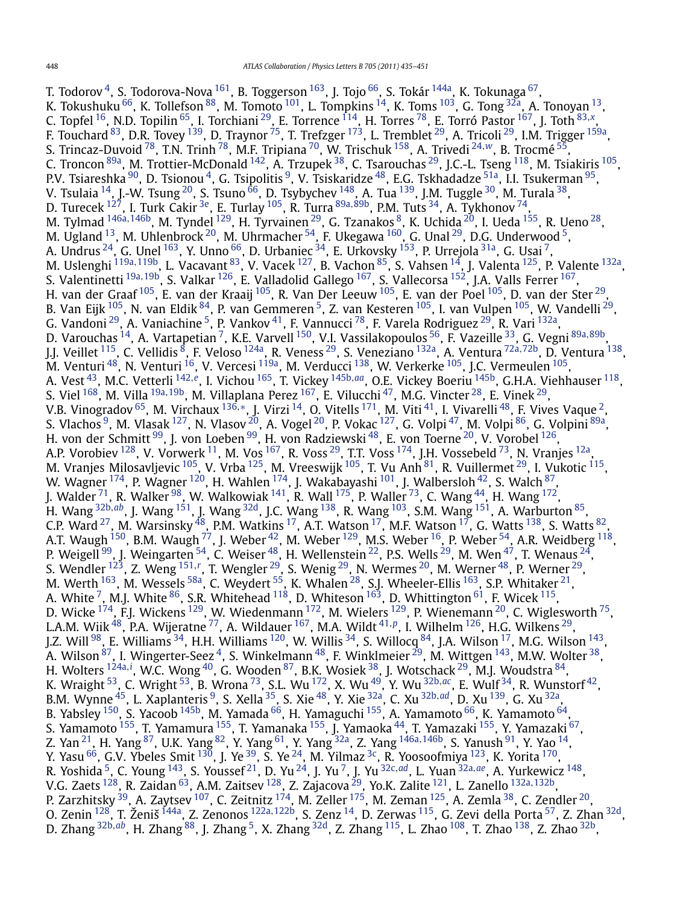T. Todorov [4], S. Todorova-Nova [161], B. Toggerson [163], J. Tojo [66], S. Tokár [144a], K. Tokunaga [67], K. Tokushuku [66], K. Tollefson [88], M. Tomoto [101], L. Tompkins [14], K. Toms [103], G. Tong [32a], A. Tonoyan [13], C. Topfel [16], N.D. Topilin [65], I. Torchiani [29], E. Torrence [114], H. Torres [78], E. Torró Pastor [167], J. Toth [83,x], F. Touchard [83], D.R. Tovey [139], D. Traynor [75], T. Trefzger [173], L. Tremblet [29], A. Tricoli [29], I.M. Trigger [159a], S. Trincaz-Duvoid [78], T.N. Trinh [78], M.F. Tripiana [70], W. Trischuk [158], A. Trivedi [24,w], B. Trocmé [55], C. Troncon [89a], M. Trottier-McDonald [142], A. Trzupek [38], C. Tsarouchas [29], J.C.-L. Tseng [118], M. Tsiakiris [105], P.V. Tsiareshka [90], D. Tsionou [4], G. Tsipolitis [9], V. Tsiskaridze [48], E.G. Tskhadadze [51a], I.I. Tsukerman [95], V. Tsulaia [14], J.-W. Tsung [20], S. Tsuno [66], D. Tsybychev [148], A. Tua [139], J.M. Tuggle [30], M. Turala [38], D. Turecek [127], I. Turk Cakir [3e], E. Turlay [105], R. Turra [89a,89b], P.M. Tuts [34], A. Tykhonov [74], M. Tylmad [146a,146b], M. Tyndel [129], H. Tyrvainen [29], G. Tzanakos [8], K. Uchida [20], I. Ueda [155], R. Ueno [28], M. Ugland [13], M. Uhlenbrock [20], M. Uhrmacher [54], F. Ukegawa [160], G. Unal [29], D.G. Underwood [5], A. Undrus [24], G. Unel [163], Y. Unno [66], D. Urbaniec [34], E. Urkovsky [153], P. Urrejola [31a], G. Usai [7], M. Uslenghi [119a,119b], L. Vacavant [83], V. Vacek [127], B. Vachon [85], S. Vahsen [14], J. Valenta [125], P. Valente [132a], S. Valentinetti [19a,19b], S. Valkar [126], E. Valladolid Gallego [167], S. Vallecorsa [152], J.A. Valls Ferrer [167], H. van der Graaf [105], E. van der Kraaij [105], R. Van Der Leeuw [105], E. van der Poel [105], D. van der Ster [29], B. Van Eijk [105], N. van Eldik [84], P. van Gemmeren [5], Z. van Kesteren [105], I. van Vulpen [105], W. Vandelli [29], G. Vandoni [29], A. Vaniachine [5], P. Vankov [41], F. Vannucci [78], F. Varela Rodriguez [29], R. Vari [132a], D. Varouchas [14], A. Vartapetian [7], K.E. Varvell [150], V.I. Vassilakopoulos [56], F. Vazeille [33], G. Vegni [89a,89b], J.J. Veillet [115], C. Vellidis [8], F. Veloso [124a], R. Veness [29], S. Veneziano [132a], A. Ventura [72a,72b], D. Ventura [138], M. Venturi [48], N. Venturi [16], V. Vercesi [119a], M. Verducci [138], W. Verkerke [105], J.C. Vermeulen [105], A. Vest [43], M.C. Vetterli [142,e], I. Vichou [165], T. Vickey [145b,aa], O.E. Vickey Boeriu [145b], G.H.A. Viehhauser [118], S. Viel [168], M. Villa [19a,19b], M. Villaplana Perez [167], E. Vilucchi [47], M.G. Vincter [28], E. Vinek [29], V.B. Vinogradov [65], M. Virchaux [136,*], J. Virzi [14], O. Vitells [171], M. Viti [41], I. Vivarelli [48], F. Vives Vaque [2], S. Vlachos [9], M. Vlasak [127], N. Vlasov [20], A. Vogel [20], P. Vokac [127], G. Volpi [47], M. Volpi [86], G. Volpini [89a], H. von der Schmitt [99], J. von Loeben [99], H. von Radziewski [48], E. von Toerne [20], V. Vorobel [126], A.P. Vorobiev [128], V. Vorwerk [11], M. Vos [167], R. Voss [29], T.T. Voss [174], J.H. Vossebeld [73], N. Vranjes [12a], M. Vranjes Milosavljevic [105], V. Vrba [125], M. Vreeswijk [105], T. Vu Anh [81], R. Vuillermet [29], I. Vukotic [115], W. Wagner [174], P. Wagner [120], H. Wahlen [174], J. Wakabayashi [101], J. Walbersloh [42], S. Walch [87], J. Walder [71], R. Walker [98], W. Walkowiak [141], R. Wall [175], P. Waller [73], C. Wang [44], H. Wang [172], H. Wang [32b,ab], J. Wang [151], J. Wang [32d], J.C. Wang [138], R. Wang [103], S.M. Wang [151], A. Warburton [85], C.P. Ward [27], M. Warsinsky [48], P.M. Watkins [17], A.T. Watson [17], M.F. Watson [17], G. Watts [138], S. Watts [82], A.T. Waugh [150], B.M. Waugh [77], J. Weber [42], M. Weber [129], M.S. Weber [16], P. Weber [54], A.R. Weidberg [118], P. Weigell [99], J. Weingarten [54], C. Weiser [48], H. Wellenstein [22], P.S. Wells [29], M. Wen [47], T. Wenaus [24], S. Wendler [123], Z. Weng [151,r], T. Wengler [29], S. Wenig [29], N. Wermes [20], M. Werner [48], P. Werner [29], M. Werth [163], M. Wessels [58a], C. Weydert [55], K. Whalen [28], S.J. Wheeler-Ellis [163], S.P. Whitaker [21], A. White [7], M.J. White [86], S.R. Whitehead [118], D. Whiteson [163], D. Whittington [61], F. Wicek [115], D. Wicke [174], F.J. Wickens [129], W. Wiedenmann [172], M. Wielers [129], P. Wienemann [20], C. Wiglesworth [75], L.A.M. Wiik [48], P.A. Wijeratne [77], A. Wildauer [167], M.A. Wildt [41,p], I. Wilhelm [126], H.G. Wilkens [29], J.Z. Will [98], E. Williams [34], H.H. Williams [120], W. Willis [34], S. Willocq [84], J.A. Wilson [17], M.G. Wilson [143], A. Wilson [87], I. Wingerter-Seez [4], S. Winkelmann [48], F. Winklmeier [29], M. Wittgen [143], M.W. Wolter [38], H. Wolters [124a,i], W.C. Wong [40], G. Wooden [87], B.K. Wosiek [38], J. Wotschack [29], M.J. Woudstra [84], K. Wraight [53], C. Wright [53], B. Wrona [73], S.L. Wu [172], X. Wu [49], Y. Wu [32b,ac], E. Wulf [34], R. Wunstorf [42], B.M. Wynne [45], L. Xaplanteris [9], S. Xella [35], S. Xie [48], Y. Xie [32a], C. Xu [32b,ad], D. Xu [139], G. Xu [32a], B. Yabsley [150], S. Yacoob [145b], M. Yamada [66], H. Yamaguchi [155], A. Yamamoto [66], K. Yamamoto [64], S. Yamamoto [155], T. Yamamura [155], T. Yamanaka [155], J. Yamaoka [44], T. Yamazaki [155], Y. Yamazaki [67], Z. Yan [21], H. Yang [87], U.K. Yang [82], Y. Yang [61], Y. Yang [32a], Z. Yang [146a,146b], S. Yanush [91], Y. Yao [14], Y. Yasu [66], G.V. Ybeles Smit [130], J. Ye [39], S. Ye [24], M. Yilmaz [3c], R. Yoosoofmiya [123], K. Yorita [170], R. Yoshida [5], C. Young [143], S. Youssef [21], D. Yu [24], J. Yu [7], J. Yu [32c,ad], L. Yuan [32a,ae], A. Yurkewicz [148], V.G. Zaets [128], R. Zaidan [63], A.M. Zaitsev [128], Z. Zajacova [29], Yo.K. Zalite [121], L. Zanello [132a,132b], P. Zarzhitsky [39], A. Zaytsev [107], C. Zeitnitz [174], M. Zeller [175], M. Zeman [125], A. Zemla [38], C. Zendler [20], O. Zenin [128], T. Ženiš [144a], Z. Zenonos [122a,122b], S. Zenz [14], D. Zerwas [115], G. Zevi della Porta [57], Z. Zhan [32d], D. Zhang [32b,ab], H. Zhang [88], J. Zhang [5], X. Zhang [32d], Z. Zhang [115], L. Zhao [108], T. Zhao [138], Z. Zhao [32b],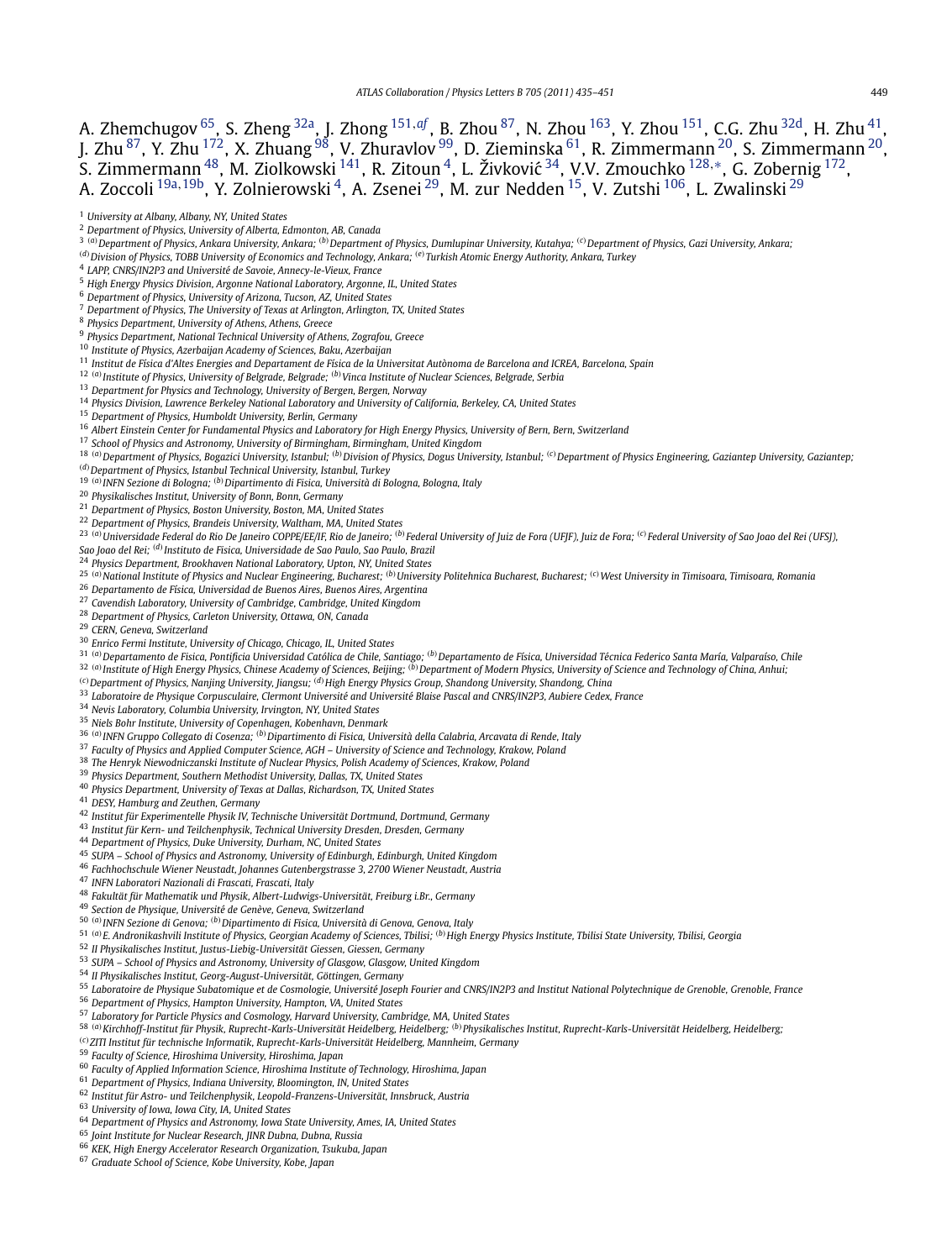A. Zhemchugov[65], S. Zheng[32a], J. Zhong[151,af], B. Zhou[87], N. Zhou[163], Y. Zhou[151], C.G. Zhu[32d], H. Zhu[41], J. Zhu[87], Y. Zhu[172], X. Zhuang[98], V. Zhuravlov[99], D. Zieminska[61], R. Zimmermann[20], S. Zimmermann[20], S. Zimmermann[48], M. Ziolkowski[141], R. Zitoun[4], L. Živković[34], V.V. Zmouchko[128,*], G. Zobernig[172], A. Zoccoli[19a,19b], Y. Zolnierowski[4], A. Zsenei[29], M. zur Nedden[15], V. Zutshi[106], L. Zwalinski[29]

[1] University at Albany, Albany, NY, United States
[2] Department of Physics, University of Alberta, Edmonton, AB, Canada
[3] [(a)] Department of Physics, Ankara University, Ankara; [(b)] Department of Physics, Dumlupinar University, Kutahya; [(c)] Department of Physics, Gazi University, Ankara; [(d)] Division of Physics, TOBB University of Economics and Technology, Ankara; [(e)] Turkish Atomic Energy Authority, Ankara, Turkey
[4] LAPP, CNRS/IN2P3 and Université de Savoie, Annecy-le-Vieux, France
[5] High Energy Physics Division, Argonne National Laboratory, Argonne, IL, United States
[6] Department of Physics, University of Arizona, Tucson, AZ, United States
[7] Department of Physics, The University of Texas at Arlington, Arlington, TX, United States
[8] Physics Department, University of Athens, Athens, Greece
[9] Physics Department, National Technical University of Athens, Zografou, Greece
[10] Institute of Physics, Azerbaijan Academy of Sciences, Baku, Azerbaijan
[11] Institut de Física d'Altes Energies and Departament de Física de la Universitat Autònoma de Barcelona and ICREA, Barcelona, Spain
[12] [(a)] Institute of Physics, University of Belgrade, Belgrade; [(b)] Vinca Institute of Nuclear Sciences, Belgrade, Serbia
[13] Department for Physics and Technology, University of Bergen, Bergen, Norway
[14] Physics Division, Lawrence Berkeley National Laboratory and University of California, Berkeley, CA, United States
[15] Department of Physics, Humboldt University, Berlin, Germany
[16] Albert Einstein Center for Fundamental Physics and Laboratory for High Energy Physics, University of Bern, Bern, Switzerland
[17] School of Physics and Astronomy, University of Birmingham, Birmingham, United Kingdom
[18] [(a)] Department of Physics, Bogazici University, Istanbul; [(b)] Division of Physics, Dogus University, Istanbul; [(c)] Department of Physics Engineering, Gaziantep University, Gaziantep; [(d)] Department of Physics, Istanbul Technical University, Istanbul, Turkey
[19] [(a)] INFN Sezione di Bologna; [(b)] Dipartimento di Fisica, Università di Bologna, Bologna, Italy
[20] Physikalisches Institut, University of Bonn, Bonn, Germany
[21] Department of Physics, Boston University, Boston, MA, United States
[22] Department of Physics, Brandeis University, Waltham, MA, United States
[23] [(a)] Universidade Federal do Rio De Janeiro COPPE/EE/IF, Rio de Janeiro; [(b)] Federal University of Juiz de Fora (UFJF), Juiz de Fora; [(c)] Federal University of Sao Joao del Rei (UFSJ), Sao Joao del Rei; [(d)] Instituto de Fisica, Universidade de Sao Paulo, Sao Paulo, Brazil
[24] Physics Department, Brookhaven National Laboratory, Upton, NY, United States
[25] [(a)] National Institute of Physics and Nuclear Engineering, Bucharest; [(b)] University Politehnica Bucharest, Bucharest; [(c)] West University in Timisoara, Timisoara, Romania
[26] Departamento de Física, Universidad de Buenos Aires, Buenos Aires, Argentina
[27] Cavendish Laboratory, University of Cambridge, Cambridge, United Kingdom
[28] Department of Physics, Carleton University, Ottawa, ON, Canada
[29] CERN, Geneva, Switzerland
[30] Enrico Fermi Institute, University of Chicago, Chicago, IL, United States
[31] [(a)] Departamento de Fisica, Pontificia Universidad Católica de Chile, Santiago; [(b)] Departamento de Física, Universidad Técnica Federico Santa María, Valparaíso, Chile
[32] [(a)] Institute of High Energy Physics, Chinese Academy of Sciences, Beijing; [(b)] Department of Modern Physics, University of Science and Technology of China, Anhui; [(c)] Department of Physics, Nanjing University, Jiangsu; [(d)] High Energy Physics Group, Shandong University, Shandong, China
[33] Laboratoire de Physique Corpusculaire, Clermont Université and Université Blaise Pascal and CNRS/IN2P3, Aubiere Cedex, France
[34] Nevis Laboratory, Columbia University, Irvington, NY, United States
[35] Niels Bohr Institute, University of Copenhagen, Kobenhavn, Denmark
[36] [(a)] INFN Gruppo Collegato di Cosenza; [(b)] Dipartimento di Fisica, Università della Calabria, Arcavata di Rende, Italy
[37] Faculty of Physics and Applied Computer Science, AGH – University of Science and Technology, Krakow, Poland
[38] The Henryk Niewodniczanski Institute of Nuclear Physics, Polish Academy of Sciences, Krakow, Poland
[39] Physics Department, Southern Methodist University, Dallas, TX, United States
[40] Physics Department, University of Texas at Dallas, Richardson, TX, United States
[41] DESY, Hamburg and Zeuthen, Germany
[42] Institut für Experimentelle Physik IV, Technische Universität Dortmund, Dortmund, Germany
[43] Institut für Kern- und Teilchenphysik, Technical University Dresden, Dresden, Germany
[44] Department of Physics, Duke University, Durham, NC, United States
[45] SUPA – School of Physics and Astronomy, University of Edinburgh, Edinburgh, United Kingdom
[46] Fachhochschule Wiener Neustadt, Johannes Gutenbergstrasse 3, 2700 Wiener Neustadt, Austria
[47] INFN Laboratori Nazionali di Frascati, Frascati, Italy
[48] Fakultät für Mathematik und Physik, Albert-Ludwigs-Universität, Freiburg i.Br., Germany
[49] Section de Physique, Université de Genève, Geneva, Switzerland
[50] [(a)] INFN Sezione di Genova; [(b)] Dipartimento di Fisica, Università di Genova, Genova, Italy
[51] [(a)] E. Andronikashvili Institute of Physics, Georgian Academy of Sciences, Tbilisi; [(b)] High Energy Physics Institute, Tbilisi State University, Tbilisi, Georgia
[52] II Physikalisches Institut, Justus-Liebig-Universität Giessen, Giessen, Germany
[53] SUPA – School of Physics and Astronomy, University of Glasgow, Glasgow, United Kingdom
[54] II Physikalisches Institut, Georg-August-Universität, Göttingen, Germany
[55] Laboratoire de Physique Subatomique et de Cosmologie, Université Joseph Fourier and CNRS/IN2P3 and Institut National Polytechnique de Grenoble, Grenoble, France
[56] Department of Physics, Hampton University, Hampton, VA, United States
[57] Laboratory for Particle Physics and Cosmology, Harvard University, Cambridge, MA, United States
[58] [(a)] Kirchhoff-Institut für Physik, Ruprecht-Karls-Universität Heidelberg, Heidelberg; [(b)] Physikalisches Institut, Ruprecht-Karls-Universität Heidelberg, Heidelberg; [(c)] ZITI Institut für technische Informatik, Ruprecht-Karls-Universität Heidelberg, Mannheim, Germany
[59] Faculty of Science, Hiroshima University, Hiroshima, Japan
[60] Faculty of Applied Information Science, Hiroshima Institute of Technology, Hiroshima, Japan
[61] Department of Physics, Indiana University, Bloomington, IN, United States
[62] Institut für Astro- und Teilchenphysik, Leopold-Franzens-Universität, Innsbruck, Austria
[63] University of Iowa, Iowa City, IA, United States
[64] Department of Physics and Astronomy, Iowa State University, Ames, IA, United States
[65] Joint Institute for Nuclear Research, JINR Dubna, Dubna, Russia
[66] KEK, High Energy Accelerator Research Organization, Tsukuba, Japan
[67] Graduate School of Science, Kobe University, Kobe, Japan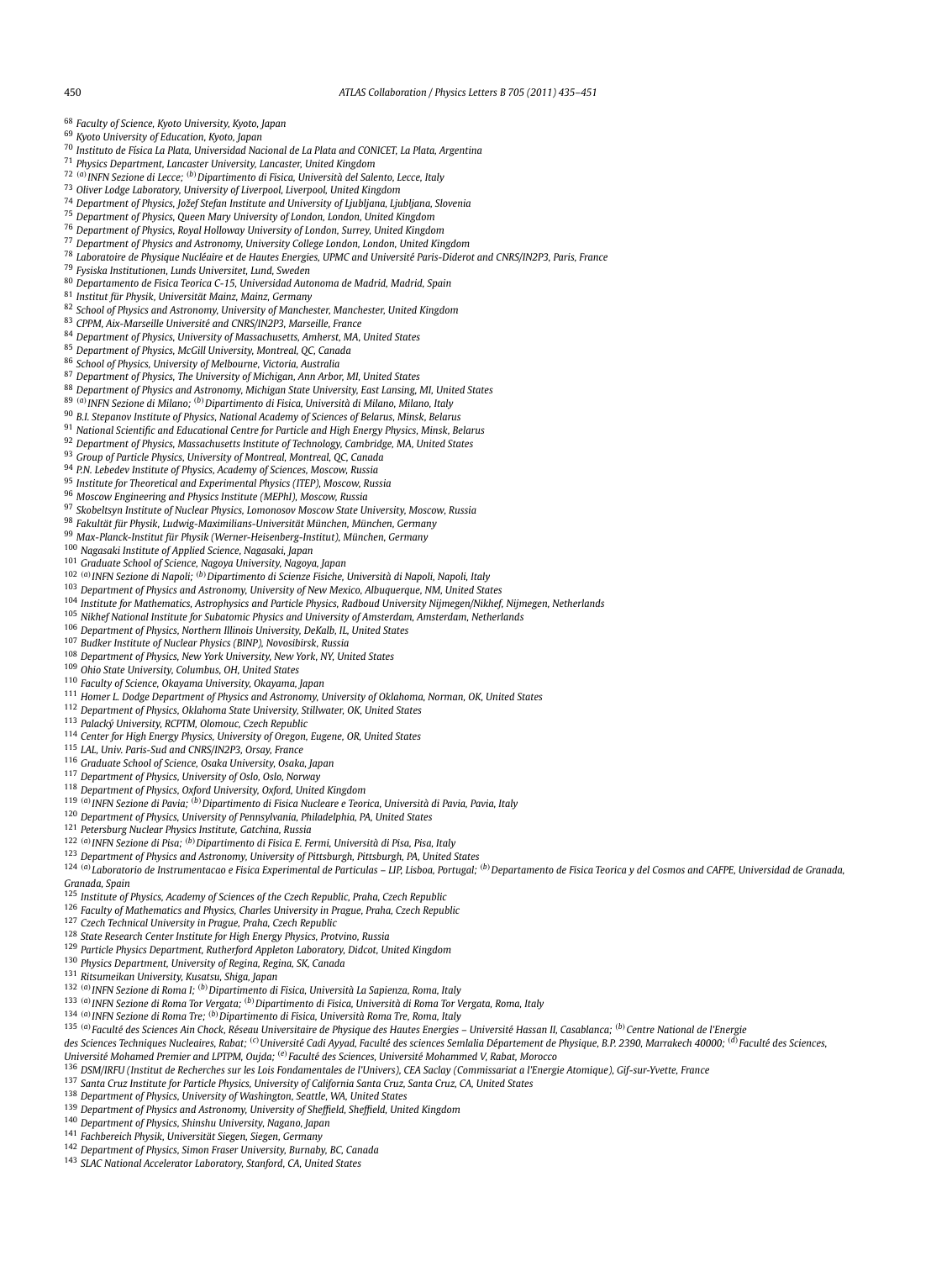[68] *Faculty of Science, Kyoto University, Kyoto, Japan*
[69] *Kyoto University of Education, Kyoto, Japan*
[70] *Instituto de Física La Plata, Universidad Nacional de La Plata and CONICET, La Plata, Argentina*
[71] *Physics Department, Lancaster University, Lancaster, United Kingdom*
[72] [(a)] *INFN Sezione di Lecce;* [(b)] *Dipartimento di Fisica, Università del Salento, Lecce, Italy*
[73] *Oliver Lodge Laboratory, University of Liverpool, Liverpool, United Kingdom*
[74] *Department of Physics, Jožef Stefan Institute and University of Ljubljana, Ljubljana, Slovenia*
[75] *Department of Physics, Queen Mary University of London, London, United Kingdom*
[76] *Department of Physics, Royal Holloway University of London, Surrey, United Kingdom*
[77] *Department of Physics and Astronomy, University College London, London, United Kingdom*
[78] *Laboratoire de Physique Nucléaire et de Hautes Energies, UPMC and Université Paris-Diderot and CNRS/IN2P3, Paris, France*
[79] *Fysiska Institutionen, Lunds Universitet, Lund, Sweden*
[80] *Departamento de Fisica Teorica C-15, Universidad Autonoma de Madrid, Madrid, Spain*
[81] *Institut für Physik, Universität Mainz, Mainz, Germany*
[82] *School of Physics and Astronomy, University of Manchester, Manchester, United Kingdom*
[83] *CPPM, Aix-Marseille Université and CNRS/IN2P3, Marseille, France*
[84] *Department of Physics, University of Massachusetts, Amherst, MA, United States*
[85] *Department of Physics, McGill University, Montreal, QC, Canada*
[86] *School of Physics, University of Melbourne, Victoria, Australia*
[87] *Department of Physics, The University of Michigan, Ann Arbor, MI, United States*
[88] *Department of Physics and Astronomy, Michigan State University, East Lansing, MI, United States*
[89] [(a)] *INFN Sezione di Milano;* [(b)] *Dipartimento di Fisica, Università di Milano, Milano, Italy*
[90] *B.I. Stepanov Institute of Physics, National Academy of Sciences of Belarus, Minsk, Belarus*
[91] *National Scientific and Educational Centre for Particle and High Energy Physics, Minsk, Belarus*
[92] *Department of Physics, Massachusetts Institute of Technology, Cambridge, MA, United States*
[93] *Group of Particle Physics, University of Montreal, Montreal, QC, Canada*
[94] *P.N. Lebedev Institute of Physics, Academy of Sciences, Moscow, Russia*
[95] *Institute for Theoretical and Experimental Physics (ITEP), Moscow, Russia*
[96] *Moscow Engineering and Physics Institute (MEPhI), Moscow, Russia*
[97] *Skobeltsyn Institute of Nuclear Physics, Lomonosov Moscow State University, Moscow, Russia*
[98] *Fakultät für Physik, Ludwig-Maximilians-Universität München, München, Germany*
[99] *Max-Planck-Institut für Physik (Werner-Heisenberg-Institut), München, Germany*
[100] *Nagasaki Institute of Applied Science, Nagasaki, Japan*
[101] *Graduate School of Science, Nagoya University, Nagoya, Japan*
[102] [(a)] *INFN Sezione di Napoli;* [(b)] *Dipartimento di Scienze Fisiche, Università di Napoli, Napoli, Italy*
[103] *Department of Physics and Astronomy, University of New Mexico, Albuquerque, NM, United States*
[104] *Institute for Mathematics, Astrophysics and Particle Physics, Radboud University Nijmegen/Nikhef, Nijmegen, Netherlands*
[105] *Nikhef National Institute for Subatomic Physics and University of Amsterdam, Amsterdam, Netherlands*
[106] *Department of Physics, Northern Illinois University, DeKalb, IL, United States*
[107] *Budker Institute of Nuclear Physics (BINP), Novosibirsk, Russia*
[108] *Department of Physics, New York University, New York, NY, United States*
[109] *Ohio State University, Columbus, OH, United States*
[110] *Faculty of Science, Okayama University, Okayama, Japan*
[111] *Homer L. Dodge Department of Physics and Astronomy, University of Oklahoma, Norman, OK, United States*
[112] *Department of Physics, Oklahoma State University, Stillwater, OK, United States*
[113] *Palacký University, RCPTM, Olomouc, Czech Republic*
[114] *Center for High Energy Physics, University of Oregon, Eugene, OR, United States*
[115] *LAL, Univ. Paris-Sud and CNRS/IN2P3, Orsay, France*
[116] *Graduate School of Science, Osaka University, Osaka, Japan*
[117] *Department of Physics, University of Oslo, Oslo, Norway*
[118] *Department of Physics, Oxford University, Oxford, United Kingdom*
[119] [(a)] *INFN Sezione di Pavia;* [(b)] *Dipartimento di Fisica Nucleare e Teorica, Università di Pavia, Pavia, Italy*
[120] *Department of Physics, University of Pennsylvania, Philadelphia, PA, United States*
[121] *Petersburg Nuclear Physics Institute, Gatchina, Russia*
[122] [(a)] *INFN Sezione di Pisa;* [(b)] *Dipartimento di Fisica E. Fermi, Università di Pisa, Pisa, Italy*
[123] *Department of Physics and Astronomy, University of Pittsburgh, Pittsburgh, PA, United States*
[124] [(a)] *Laboratorio de Instrumentacao e Fisica Experimental de Particulas – LIP, Lisboa, Portugal;* [(b)] *Departamento de Fisica Teorica y del Cosmos and CAFPE, Universidad de Granada, Granada, Spain*
[125] *Institute of Physics, Academy of Sciences of the Czech Republic, Praha, Czech Republic*
[126] *Faculty of Mathematics and Physics, Charles University in Prague, Praha, Czech Republic*
[127] *Czech Technical University in Prague, Praha, Czech Republic*
[128] *State Research Center Institute for High Energy Physics, Protvino, Russia*
[129] *Particle Physics Department, Rutherford Appleton Laboratory, Didcot, United Kingdom*
[130] *Physics Department, University of Regina, Regina, SK, Canada*
[131] *Ritsumeikan University, Kusatsu, Shiga, Japan*
[132] [(a)] *INFN Sezione di Roma I;* [(b)] *Dipartimento di Fisica, Università La Sapienza, Roma, Italy*
[133] [(a)] *INFN Sezione di Roma Tor Vergata;* [(b)] *Dipartimento di Fisica, Università di Roma Tor Vergata, Roma, Italy*
[134] [(a)] *INFN Sezione di Roma Tre;* [(b)] *Dipartimento di Fisica, Università Roma Tre, Roma, Italy*
[135] [(a)] *Faculté des Sciences Ain Chock, Réseau Universitaire de Physique des Hautes Energies – Université Hassan II, Casablanca;* [(b)] *Centre National de l'Energie des Sciences Techniques Nucleaires, Rabat;* [(c)] *Université Cadi Ayyad, Faculté des sciences Semlalia Département de Physique, B.P. 2390, Marrakech 40000;* [(d)] *Faculté des Sciences, Université Mohamed Premier and LPTPM, Oujda;* [(e)] *Faculté des Sciences, Université Mohammed V, Rabat, Morocco*
[136] *DSM/IRFU (Institut de Recherches sur les Lois Fondamentales de l'Univers), CEA Saclay (Commissariat a l'Energie Atomique), Gif-sur-Yvette, France*
[137] *Santa Cruz Institute for Particle Physics, University of California Santa Cruz, Santa Cruz, CA, United States*
[138] *Department of Physics, University of Washington, Seattle, WA, United States*
[139] *Department of Physics and Astronomy, University of Sheffield, Sheffield, United Kingdom*
[140] *Department of Physics, Shinshu University, Nagano, Japan*
[141] *Fachbereich Physik, Universität Siegen, Siegen, Germany*
[142] *Department of Physics, Simon Fraser University, Burnaby, BC, Canada*
[143] *SLAC National Accelerator Laboratory, Stanford, CA, United States*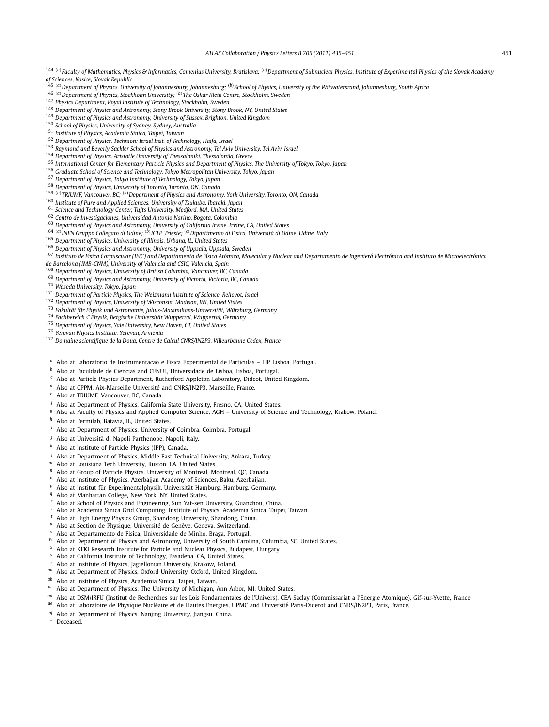[144] [(a)] *Faculty of Mathematics, Physics & Informatics, Comenius University, Bratislava;* [(b)] *Department of Subnuclear Physics, Institute of Experimental Physics of the Slovak Academy of Sciences, Kosice, Slovak Republic*
[145] [(a)] *Department of Physics, University of Johannesburg, Johannesburg;* [(b)] *School of Physics, University of the Witwatersrand, Johannesburg, South Africa*
[146] [(a)] *Department of Physics, Stockholm University;* [(b)] *The Oskar Klein Centre, Stockholm, Sweden*
[147] *Physics Department, Royal Institute of Technology, Stockholm, Sweden*
[148] *Department of Physics and Astronomy, Stony Brook University, Stony Brook, NY, United States*
[149] *Department of Physics and Astronomy, University of Sussex, Brighton, United Kingdom*
[150] *School of Physics, University of Sydney, Sydney, Australia*
[151] *Institute of Physics, Academia Sinica, Taipei, Taiwan*
[152] *Department of Physics, Technion: Israel Inst. of Technology, Haifa, Israel*
[153] *Raymond and Beverly Sackler School of Physics and Astronomy, Tel Aviv University, Tel Aviv, Israel*
[154] *Department of Physics, Aristotle University of Thessaloniki, Thessaloniki, Greece*
[155] *International Center for Elementary Particle Physics and Department of Physics, The University of Tokyo, Tokyo, Japan*
[156] *Graduate School of Science and Technology, Tokyo Metropolitan University, Tokyo, Japan*
[157] *Department of Physics, Tokyo Institute of Technology, Tokyo, Japan*
[158] *Department of Physics, University of Toronto, Toronto, ON, Canada*
[159] [(a)] *TRIUMF, Vancouver, BC;* [(b)] *Department of Physics and Astronomy, York University, Toronto, ON, Canada*
[160] *Institute of Pure and Applied Sciences, University of Tsukuba, Ibaraki, Japan*
[161] *Science and Technology Center, Tufts University, Medford, MA, United States*
[162] *Centro de Investigaciones, Universidad Antonio Narino, Bogota, Colombia*
[163] *Department of Physics and Astronomy, University of California Irvine, Irvine, CA, United States*
[164] [(a)] *INFN Gruppo Collegato di Udine;* [(b)] *ICTP, Trieste;* [(c)] *Dipartimento di Fisica, Università di Udine, Udine, Italy*
[165] *Department of Physics, University of Illinois, Urbana, IL, United States*
[166] *Department of Physics and Astronomy, University of Uppsala, Uppsala, Sweden*
[167] *Instituto de Física Corpuscular (IFIC) and Departamento de Física Atómica, Molecular y Nuclear and Departamento de Ingenierá Electrónica and Instituto de Microelectrónica de Barcelona (IMB-CNM), University of Valencia and CSIC, Valencia, Spain*
[168] *Department of Physics, University of British Columbia, Vancouver, BC, Canada*
[169] *Department of Physics and Astronomy, University of Victoria, Victoria, BC, Canada*
[170] *Waseda University, Tokyo, Japan*
[171] *Department of Particle Physics, The Weizmann Institute of Science, Rehovot, Israel*
[172] *Department of Physics, University of Wisconsin, Madison, WI, United States*
[173] *Fakultät für Physik und Astronomie, Julius-Maximilians-Universität, Würzburg, Germany*
[174] *Fachbereich C Physik, Bergische Universität Wuppertal, Wuppertal, Germany*
[175] *Department of Physics, Yale University, New Haven, CT, United States*
[176] *Yerevan Physics Institute, Yerevan, Armenia*
[177] *Domaine scientifique de la Doua, Centre de Calcul CNRS/IN2P3, Villeurbanne Cedex, France*

[a] Also at Laboratorio de Instrumentacao e Fisica Experimental de Particulas – LIP, Lisboa, Portugal.
[b] Also at Faculdade de Ciencias and CFNUL, Universidade de Lisboa, Lisboa, Portugal.
[c] Also at Particle Physics Department, Rutherford Appleton Laboratory, Didcot, United Kingdom.
[d] Also at CPPM, Aix-Marseille Université and CNRS/IN2P3, Marseille, France.
[e] Also at TRIUMF, Vancouver, BC, Canada.
[f] Also at Department of Physics, California State University, Fresno, CA, United States.
[g] Also at Faculty of Physics and Applied Computer Science, AGH – University of Science and Technology, Krakow, Poland.
[h] Also at Fermilab, Batavia, IL, United States.
[i] Also at Department of Physics, University of Coimbra, Coimbra, Portugal.
[j] Also at Università di Napoli Parthenope, Napoli, Italy.
[k] Also at Institute of Particle Physics (IPP), Canada.
[l] Also at Department of Physics, Middle East Technical University, Ankara, Turkey.
[m] Also at Louisiana Tech University, Ruston, LA, United States.
[n] Also at Group of Particle Physics, University of Montreal, Montreal, QC, Canada.
[o] Also at Institute of Physics, Azerbaijan Academy of Sciences, Baku, Azerbaijan.
[p] Also at Institut für Experimentalphysik, Universität Hamburg, Hamburg, Germany.
[q] Also at Manhattan College, New York, NY, United States.
[r] Also at School of Physics and Engineering, Sun Yat-sen University, Guanzhou, China.
[s] Also at Academia Sinica Grid Computing, Institute of Physics, Academia Sinica, Taipei, Taiwan.
[t] Also at High Energy Physics Group, Shandong University, Shandong, China.
[u] Also at Section de Physique, Université de Genève, Geneva, Switzerland.
[v] Also at Departamento de Fisica, Universidade de Minho, Braga, Portugal.
[w] Also at Department of Physics and Astronomy, University of South Carolina, Columbia, SC, United States.
[x] Also at KFKI Research Institute for Particle and Nuclear Physics, Budapest, Hungary.
[y] Also at California Institute of Technology, Pasadena, CA, United States.
[z] Also at Institute of Physics, Jagiellonian University, Krakow, Poland.
[aa] Also at Department of Physics, Oxford University, Oxford, United Kingdom.
[ab] Also at Institute of Physics, Academia Sinica, Taipei, Taiwan.
[ac] Also at Department of Physics, The University of Michigan, Ann Arbor, MI, United States.
[ad] Also at DSM/IRFU (Institut de Recherches sur les Lois Fondamentales de l'Univers), CEA Saclay (Commissariat a l'Energie Atomique), Gif-sur-Yvette, France.
[ae] Also at Laboratoire de Physique Nucléaire et de Hautes Energies, UPMC and Université Paris-Diderot and CNRS/IN2P3, Paris, France.
[af] Also at Department of Physics, Nanjing University, Jiangsu, China.
[*] Deceased.